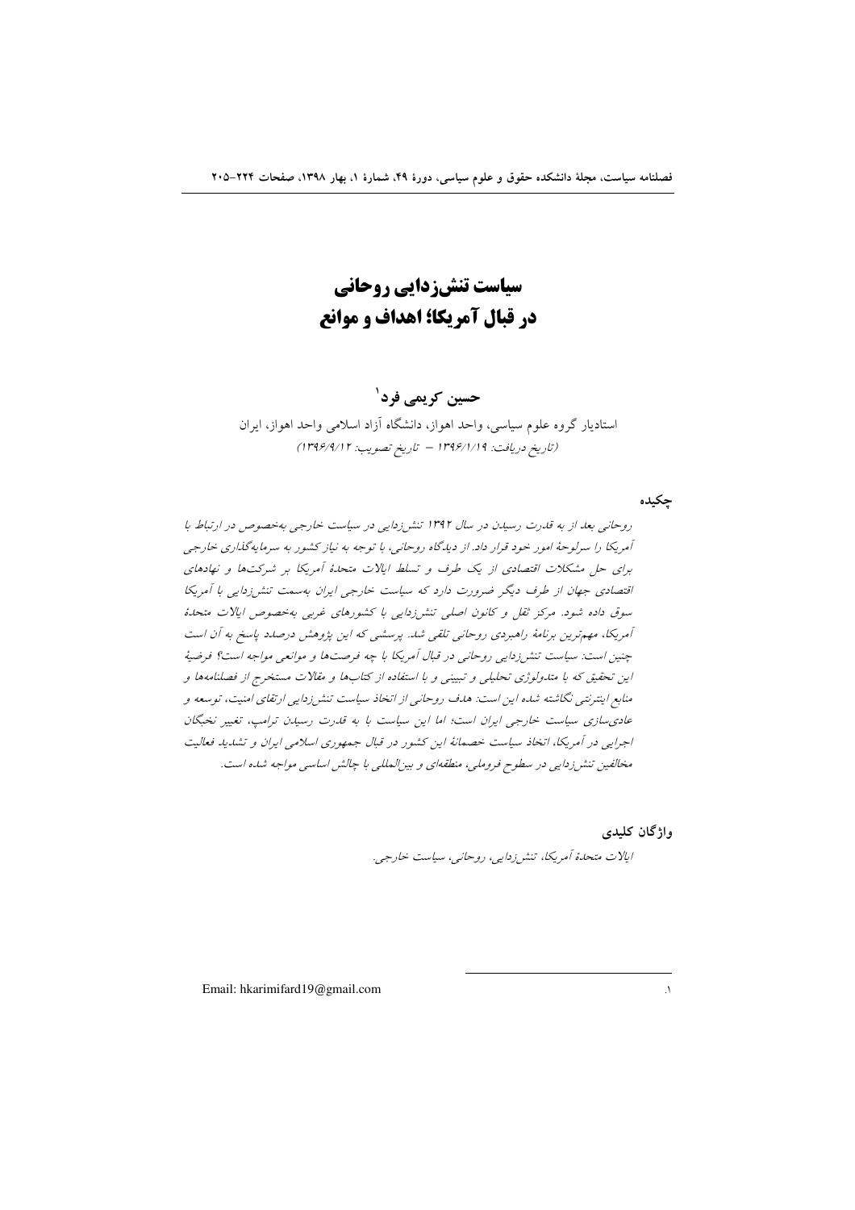# سیاست تنش‌زدایی روحانی در قبال آمریکا؛ اهداف و موانع

**حسین کریمی فرد[1]**

استادیار گروه علوم سیاسی، واحد اهواز، دانشگاه آزاد اسلامی واحد اهواز، ایران

*(تاریخ دریافت: ۱۳۹۶/۱/۱۹ – تاریخ تصویب: ۱۳۹۶/۹/۱۲)*

## چکیده

*روحانی بعد از به قدرت رسیدن در سال ۱۳۹۲ تنش‌زدایی در سیاست خارجی به‌خصوص در ارتباط با آمریکا را سرلوحهٔ امور خود قرار داد. از دیدگاه روحانی، با توجه به نیاز کشور به سرمایه‌گذاری خارجی برای حل مشکلات اقتصادی از یک طرف و تسلط ایالات متحدهٔ آمریکا بر شرکت‌ها و نهادهای اقتصادی جهان از طرف دیگر ضرورت دارد که سیاست خارجی ایران به‌سمت تنش‌زدایی با آمریکا سوق داده شود. مرکز ثقل و کانون اصلی تنش‌زدایی با کشورهای غربی به‌خصوص ایالات متحدهٔ آمریکا، مهم‌ترین برنامهٔ راهبردی روحانی تلقی شد. پرسشی که این پژوهش درصدد پاسخ به آن است چنین است: سیاست تنش‌زدایی روحانی در قبال آمریکا با چه فرصت‌ها و موانعی مواجه است؟ فرضیهٔ این تحقیق که با متدولوژی تحلیلی و تبیینی و با استفاده از کتاب‌ها و مقالات مستخرج از فصلنامه‌ها و منابع اینترنتی نگاشته شده این است: هدف روحانی از اتخاذ سیاست تنش‌زدایی ارتقای امنیت، توسعه و عادی‌سازی سیاست خارجی ایران است؛ اما این سیاست با به قدرت رسیدن ترامپ، تغییر نخبگان اجرایی در آمریکا، اتخاذ سیاست خصمانهٔ این کشور در قبال جمهوری اسلامی ایران و تشدید فعالیت مخالفین تنش‌زدایی در سطوح فروملی، منطقه‌ای و بین‌المللی با چالش اساسی مواجه شده است.*

## واژگان کلیدی

*ایالات متحدهٔ آمریکا، تنش‌زدایی، روحانی، سیاست خارجی.*

---

[1]. Email: hkarimifard19@gmail.com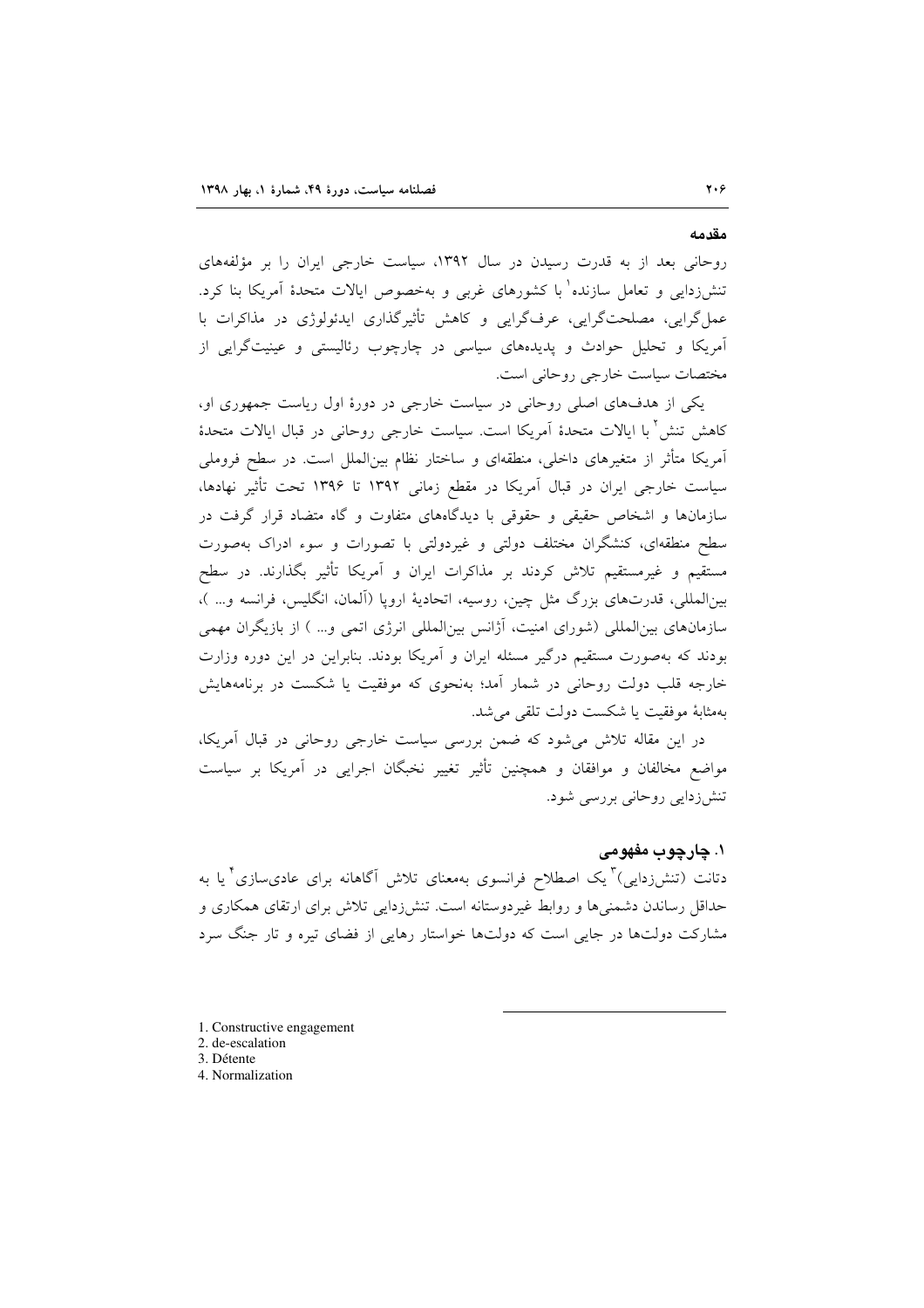## مقدمه

روحانی بعد از به قدرت رسیدن در سال ۱۳۹۲، سیاست خارجی ایران را بر مؤلفه‌های تنش‌زدایی و تعامل سازنده[1] با کشورهای غربی و به‌خصوص ایالات متحدهٔ آمریکا بنا کرد. عمل‌گرایی، مصلحت‌گرایی، عرف‌گرایی و کاهش تأثیرگذاری ایدئولوژی در مذاکرات با آمریکا و تحلیل حوادث و پدیده‌های سیاسی در چارچوب رئالیستی و عینیت‌گرایی از مختصات سیاست خارجی روحانی است.

یکی از هدف‌های اصلی روحانی در سیاست خارجی در دورهٔ اول ریاست جمهوری او، کاهش تنش[2] با ایالات متحدهٔ آمریکا است. سیاست خارجی روحانی در قبال ایالات متحدهٔ آمریکا متأثر از متغیرهای داخلی، منطقه‌ای و ساختار نظام بین‌الملل است. در سطح فروملی سیاست خارجی ایران در قبال آمریکا در مقطع زمانی ۱۳۹۲ تا ۱۳۹۶ تحت تأثیر نهادها، سازمان‌ها و اشخاص حقیقی و حقوقی با دیدگاه‌های متفاوت و گاه متضاد قرار گرفت در سطح منطقه‌ای، کنشگران مختلف دولتی و غیردولتی با تصورات و سوء ادراک به‌صورت مستقیم و غیرمستقیم تلاش کردند بر مذاکرات ایران و آمریکا تأثیر بگذارند. در سطح بین‌المللی، قدرت‌های بزرگ مثل چین، روسیه، اتحادیهٔ اروپا (آلمان، انگلیس، فرانسه و... )، سازمان‌های بین‌المللی (شورای امنیت، آژانس بین‌المللی انرژی اتمی و... ) از بازیگران مهمی بودند که به‌صورت مستقیم درگیر مسئله ایران و آمریکا بودند. بنابراین در این دوره وزارت خارجه قلب دولت روحانی در شمار آمد؛ به‌نحوی که موفقیت یا شکست در برنامه‌هایش به‌مثابهٔ موفقیت یا شکست دولت تلقی می‌شد.

در این مقاله تلاش می‌شود که ضمن بررسی سیاست خارجی روحانی در قبال آمریکا، مواضع مخالفان و موافقان و همچنین تأثیر تغییر نخبگان اجرایی در آمریکا بر سیاست تنش‌زدایی روحانی بررسی شود.

## ۱. چارچوب مفهومی

دتانت (تنش‌زدایی)[3] یک اصطلاح فرانسوی به‌معنای تلاش آگاهانه برای عادی‌سازی[4] یا به حداقل رساندن دشمنی‌ها و روابط غیردوستانه است. تنش‌زدایی تلاش برای ارتقای همکاری و مشارکت دولت‌ها در جایی است که دولت‌ها خواستار رهایی از فضای تیره و تار جنگ سرد

---

1. Constructive engagement
2. de-escalation
3. Détente
4. Normalization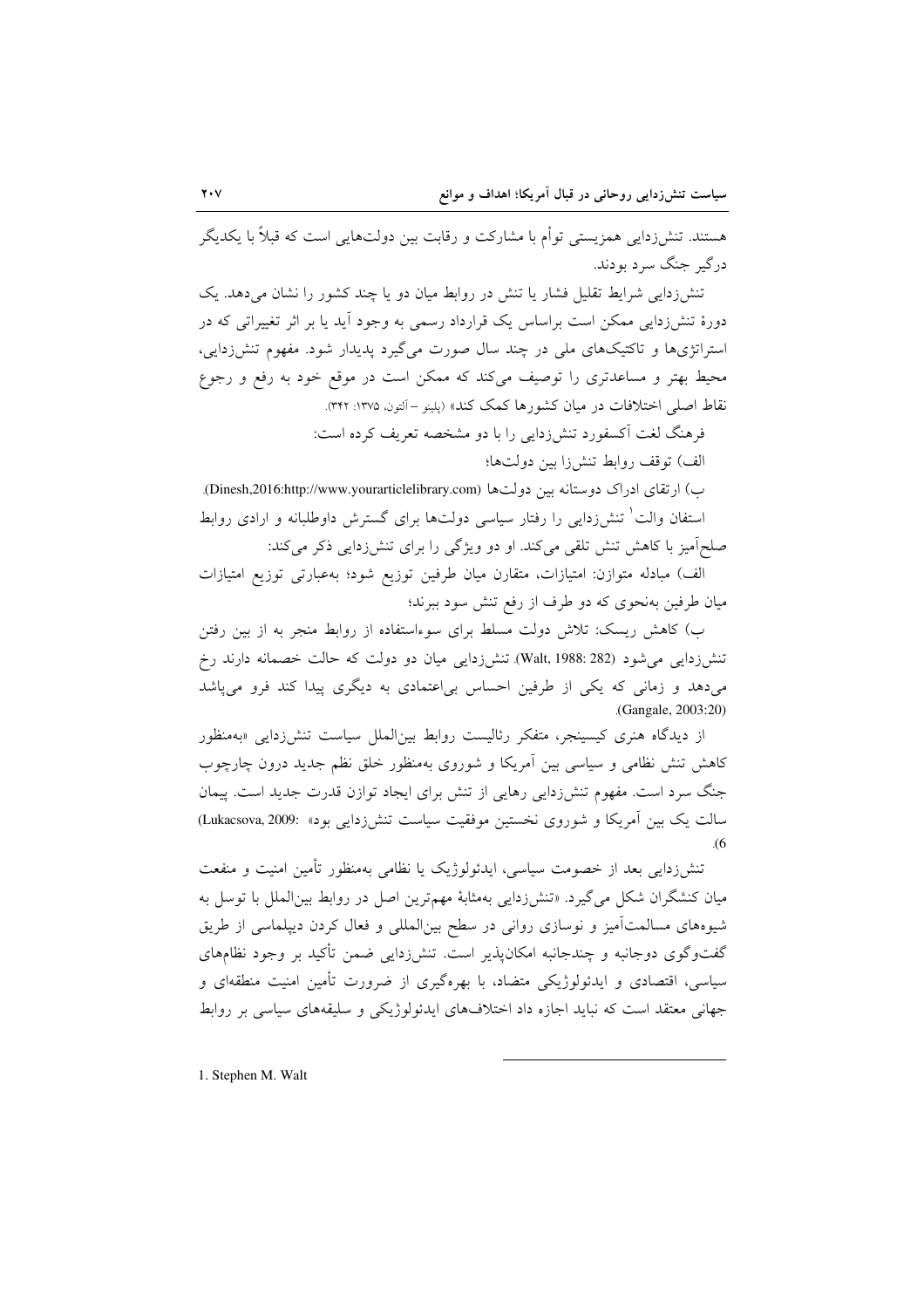هستند. تنش‌زدایی همزیستی توأم با مشارکت و رقابت بین دولت‌هایی است که قبلاً با یکدیگر درگیر جنگ سرد بودند.

تنش‌زدایی شرایط تقلیل فشار یا تنش در روابط میان دو یا چند کشور را نشان می‌دهد. یک دورهٔ تنش‌زدایی ممکن است براساس یک قرارداد رسمی به وجود آید یا بر اثر تغییراتی که در استراتژی‌ها و تاکتیک‌های ملی در چند سال صورت می‌گیرد پدیدار شود. مفهوم تنش‌زدایی، محیط بهتر و مساعدتری را توصیف می‌کند که ممکن است در موقع خود به رفع و رجوع نقاط اصلی اختلافات در میان کشورها کمک کند» (پلینو – آلتون، ۱۳۷۵: ۳۴۲).

فرهنگ لغت آکسفورد تنش‌زدایی را با دو مشخصه تعریف کرده است:

الف) توقف روابط تنش‌زا بین دولت‌ها؛

ب) ارتقای ادراک دوستانه بین دولت‌ها (Dinesh,2016:http://www.yourarticlelibrary.com).

استفان والت[1] تنش‌زدایی را رفتار سیاسی دولت‌ها برای گسترش داوطلبانه و ارادی روابط صلح‌آمیز با کاهش تنش تلقی می‌کند. او دو ویژگی را برای تنش‌زدایی ذکر می‌کند:

الف) مبادله متوازن: امتیازات، متقارن میان طرفین توزیع شود؛ به‌عبارتی توزیع امتیازات میان طرفین به‌نحوی که دو طرف از رفع تنش سود ببرند؛

ب) کاهش ریسک: تلاش دولت مسلط برای سوءاستفاده از روابط منجر به از بین رفتن تنش‌زدایی می‌شود (Walt, 1988: 282). تنش‌زدایی میان دو دولت که حالت خصمانه دارند رخ می‌دهد و زمانی که یکی از طرفین احساس بی‌اعتمادی به دیگری پیدا کند فرو می‌پاشد (Gangale, 2003:20).

از دیدگاه هنری کیسینجر، متفکر رئالیست روابط بین‌الملل سیاست تنش‌زدایی «به‌منظور کاهش تنش نظامی و سیاسی بین آمریکا و شوروی به‌منظور خلق نظم جدید درون چارچوب جنگ سرد است. مفهوم تنش‌زدایی رهایی از تنش برای ایجاد توازن قدرت جدید است. پیمان سالت یک بین آمریکا و شوروی نخستین موفقیت سیاست تنش‌زدایی بود» (Lukacsova, 2009: 6).

تنش‌زدایی بعد از خصومت سیاسی، ایدئولوژیک یا نظامی به‌منظور تأمین امنیت و منفعت میان کنشگران شکل می‌گیرد. «تنش‌زدایی به‌مثابهٔ مهم‌ترین اصل در روابط بین‌الملل با توسل به شیوه‌های مسالمت‌آمیز و نوسازی روانی در سطح بین‌المللی و فعال کردن دیپلماسی از طریق گفت‌وگوی دوجانبه و چندجانبه امکان‌پذیر است. تنش‌زدایی ضمن تأکید بر وجود نظام‌های سیاسی، اقتصادی و ایدئولوژیکی متضاد، با بهره‌گیری از ضرورت تأمین امنیت منطقه‌ای و جهانی معتقد است که نباید اجازه داد اختلاف‌های ایدئولوژیکی و سلیقه‌های سیاسی بر روابط

1. Stephen M. Walt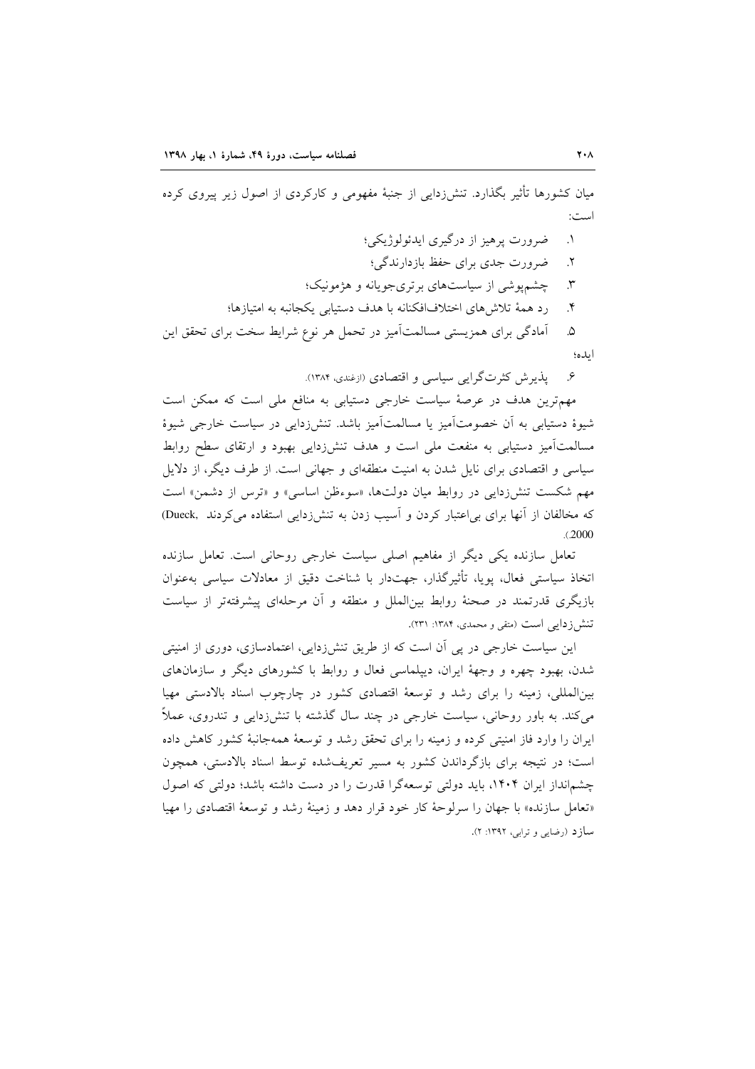میان کشورها تأثیر بگذارد. تنش‌زدایی از جنبهٔ مفهومی و کارکردی از اصول زیر پیروی کرده است:

۱. ضرورت پرهیز از درگیری ایدئولوژیکی؛
۲. ضرورت جدی برای حفظ بازدارندگی؛
۳. چشم‌پوشی از سیاست‌های برتری‌جویانه و هژمونیک؛
۴. رد همهٔ تلاش‌های اختلاف‌افکنانه با هدف دستیابی یکجانبه به امتیازها؛
۵. آمادگی برای همزیستی مسالمت‌آمیز در تحمل هر نوع شرایط سخت برای تحقق این ایده؛
۶. پذیرش کثرت‌گرایی سیاسی و اقتصادی (ازغندی، ۱۳۸۴).

مهم‌ترین هدف در عرصهٔ سیاست خارجی دستیابی به منافع ملی است که ممکن است شیوهٔ دستیابی به آن خصومت‌آمیز یا مسالمت‌آمیز باشد. تنش‌زدایی در سیاست خارجی شیوهٔ مسالمت‌آمیز دستیابی به منفعت ملی است و هدف تنش‌زدایی بهبود و ارتقای سطح روابط سیاسی و اقتصادی برای نایل شدن به امنیت منطقه‌ای و جهانی است. از طرف دیگر، از دلایل مهم شکست تنش‌زدایی در روابط میان دولت‌ها، «سوءظن اساسی» و «ترس از دشمن» است که مخالفان از آنها برای بی‌اعتبار کردن و آسیب زدن به تنش‌زدایی استفاده می‌کردند (Dueck, 2000).

تعامل سازنده یکی دیگر از مفاهیم اصلی سیاست خارجی روحانی است. تعامل سازنده اتخاذ سیاستی فعال، پویا، تأثیرگذار، جهت‌دار با شناخت دقیق از معادلات سیاسی به‌عنوان بازیگری قدرتمند در صحنهٔ روابط بین‌الملل و منطقه و آن مرحله‌ای پیشرفته‌تر از سیاست تنش‌زدایی است (متقی و محمدی، ۱۳۸۴: ۲۳۱).

این سیاست خارجی در پی آن است که از طریق تنش‌زدایی، اعتمادسازی، دوری از امنیتی شدن، بهبود چهره و وجههٔ ایران، دیپلماسی فعال و روابط با کشورهای دیگر و سازمان‌های بین‌المللی، زمینه را برای رشد و توسعهٔ اقتصادی کشور در چارچوب اسناد بالادستی مهیا می‌کند. به باور روحانی، سیاست خارجی در چند سال گذشته با تنش‌زدایی و تندروی، عملاً ایران را وارد فاز امنیتی کرده و زمینه را برای تحقق رشد و توسعهٔ همه‌جانبهٔ کشور کاهش داده است؛ در نتیجه برای بازگرداندن کشور به مسیر تعریف‌شده توسط اسناد بالادستی، همچون چشم‌انداز ایران ۱۴۰۴، باید دولتی توسعه‌گرا قدرت را در دست داشته باشد؛ دولتی که اصول «تعامل سازنده» با جهان را سرلوحهٔ کار خود قرار دهد و زمینهٔ رشد و توسعهٔ اقتصادی را مهیا سازد (رضایی و ترابی، ۱۳۹۲: ۲).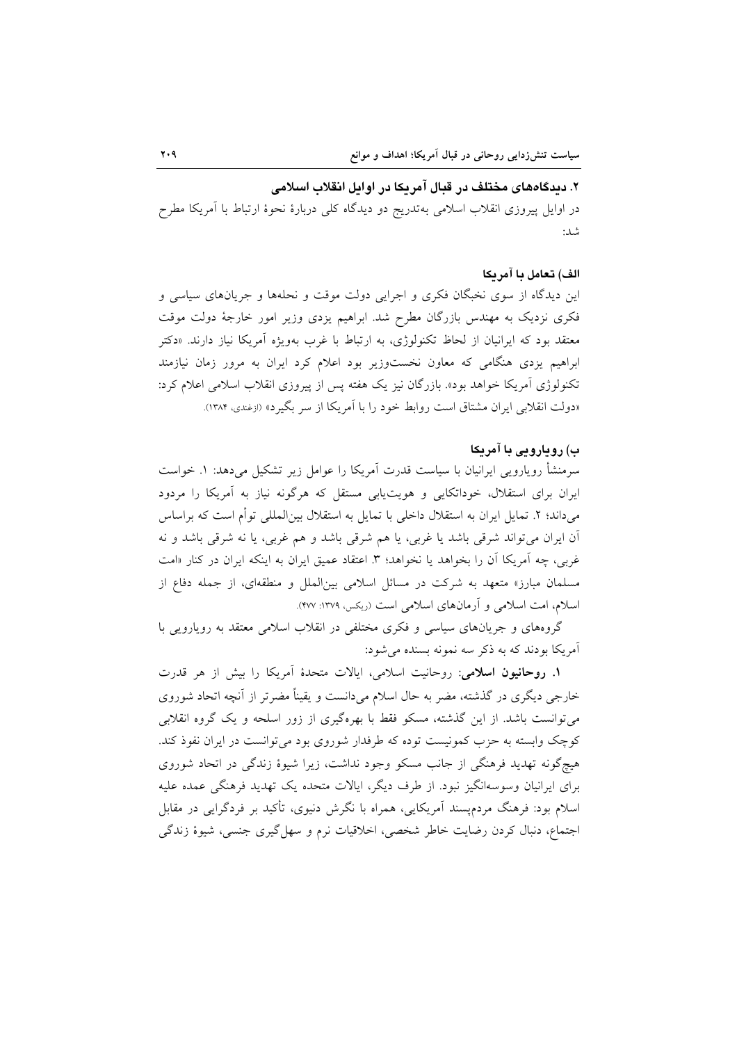## ۲. دیدگاه‌های مختلف در قبال آمریکا در اوایل انقلاب اسلامی

در اوایل پیروزی انقلاب اسلامی به‌تدریج دو دیدگاه کلی دربارهٔ نحوهٔ ارتباط با آمریکا مطرح شد:

### الف) تعامل با آمریکا

این دیدگاه از سوی نخبگان فکری و اجرایی دولت موقت و نحله‌ها و جریان‌های سیاسی و فکری نزدیک به مهندس بازرگان مطرح شد. ابراهیم یزدی وزیر امور خارجهٔ دولت موقت معتقد بود که ایرانیان از لحاظ تکنولوژی، به ارتباط با غرب به‌ویژه آمریکا نیاز دارند. «دکتر ابراهیم یزدی هنگامی که معاون نخست‌وزیر بود اعلام کرد ایران به مرور زمان نیازمند تکنولوژی آمریکا خواهد بود». بازرگان نیز یک هفته پس از پیروزی انقلاب اسلامی اعلام کرد: «دولت انقلابی ایران مشتاق است روابط خود را با آمریکا از سر بگیرد» (ازغندی، ۱۳۸۴).

### ب) رویارویی با آمریکا

سرمنشأ رویارویی ایرانیان با سیاست قدرت آمریکا را عوامل زیر تشکیل می‌دهد: ۱. خواست ایران برای استقلال، خوداتکایی و هویت‌یابی مستقل که هرگونه نیاز به آمریکا را مردود می‌داند؛ ۲. تمایل ایران به استقلال داخلی با تمایل به استقلال بین‌المللی توأم است که براساس آن ایران می‌تواند شرقی باشد یا غربی، یا هم شرقی باشد و هم غربی، یا نه شرقی باشد و نه غربی، چه آمریکا آن را بخواهد یا نخواهد؛ ۳. اعتقاد عمیق ایران به اینکه ایران در کنار «امت مسلمان مبارز» متعهد به شرکت در مسائل اسلامی بین‌الملل و منطقه‌ای، از جمله دفاع از اسلام، امت اسلامی و آرمان‌های اسلامی است (ریکس، ۱۳۷۹: ۴۷۷).

گروه‌ها و جریان‌های سیاسی و فکری مختلفی در انقلاب اسلامی معتقد به رویارویی با آمریکا بودند که به ذکر سه نمونه بسنده می‌شود:

**۱. روحانیون اسلامی**: روحانیت اسلامی، ایالات متحدهٔ آمریکا را بیش از هر قدرت خارجی دیگری در گذشته، مضر به حال اسلام می‌دانست و یقیناً مضرتر از آنچه اتحاد شوروی می‌توانست باشد. از این گذشته، مسکو فقط با بهره‌گیری از زور اسلحه و یک گروه انقلابی کوچک وابسته به حزب کمونیست توده که طرفدار شوروی بود می‌توانست در ایران نفوذ کند. هیچ‌گونه تهدید فرهنگی از جانب مسکو وجود نداشت، زیرا شیوهٔ زندگی در اتحاد شوروی برای ایرانیان وسوسه‌انگیز نبود. از طرف دیگر، ایالات متحده یک تهدید فرهنگی عمده علیه اسلام بود: فرهنگ مردم‌پسند آمریکایی، همراه با نگرش دنیوی، تأکید بر فردگرایی در مقابل اجتماع، دنبال کردن رضایت خاطر شخصی، اخلاقیات نرم و سهل‌گیری جنسی، شیوهٔ زندگی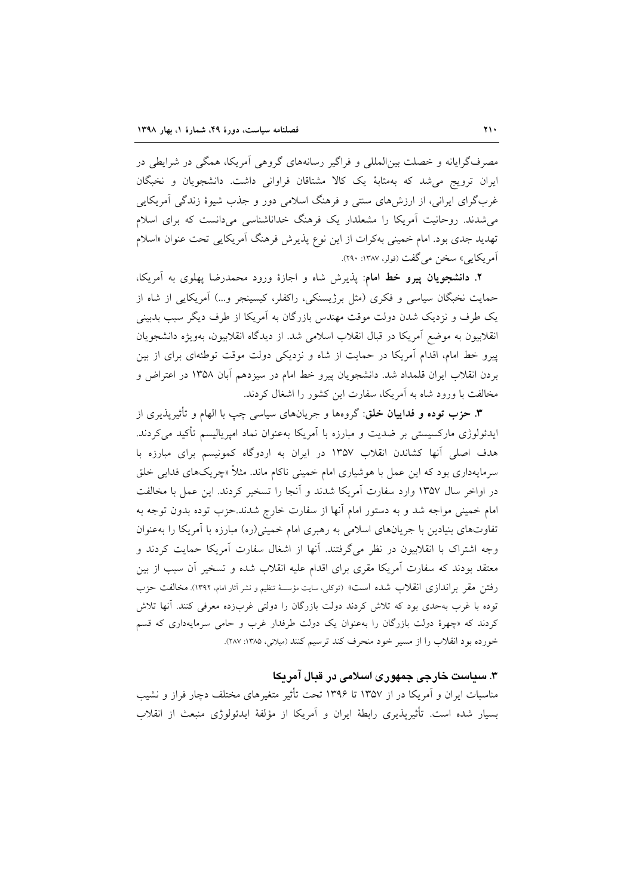مصرف‌گرایانه و خصلت بین‌المللی و فراگیر رسانه‌های گروهی آمریکا، همگی در شرایطی در ایران ترویج می‌شد که به‌مثابهٔ یک کالا مشتاقان فراوانی داشت. دانشجویان و نخبگان غرب‌گرای ایرانی، از ارزش‌های سنتی و فرهنگ اسلامی دور و جذب شیوهٔ زندگی آمریکایی می‌شدند. روحانیت آمریکا را مشعلدار یک فرهنگ خداناشناسی می‌دانست که برای اسلام تهدید جدی بود. امام خمینی به‌کرات از این نوع پذیرش فرهنگ آمریکایی تحت عنوان «اسلام آمریکایی» سخن می‌گفت (فولر، ۱۳۸۷: ۲۹۰).

**۲. دانشجویان پیرو خط امام**: پذیرش شاه و اجازهٔ ورود محمدرضا پهلوی به آمریکا، حمایت نخبگان سیاسی و فکری (مثل برژیسنکی، راکفلر، کیسینجر و...) آمریکایی از شاه از یک طرف و نزدیک شدن دولت موقت مهندس بازرگان به آمریکا از طرف دیگر سبب بدبینی انقلابیون به موضع آمریکا در قبال انقلاب اسلامی شد. از دیدگاه انقلابیون، به‌ویژه دانشجویان پیرو خط امام، اقدام آمریکا در حمایت از شاه و نزدیکی دولت موقت توطئه‌ای برای از بین بردن انقلاب ایران قلمداد شد. دانشجویان پیرو خط امام در سیزدهم آبان ۱۳۵۸ در اعتراض و مخالفت با ورود شاه به آمریکا، سفارت این کشور را اشغال کردند.

**۳. حزب توده و فداییان خلق**: گروه‌ها و جریان‌های سیاسی چپ با الهام و تأثیرپذیری از ایدئولوژی مارکسیستی بر ضدیت و مبارزه با آمریکا به‌عنوان نماد امپریالیسم تأکید می‌کردند. هدف اصلی آنها کشاندن انقلاب ۱۳۵۷ در ایران به اردوگاه کمونیسم برای مبارزه با سرمایه‌داری بود که این عمل با هوشیاری امام خمینی ناکام ماند. مثلاً «چریک‌های فدایی خلق در اواخر سال ۱۳۵۷ وارد سفارت آمریکا شدند و آنجا را تسخیر کردند. این عمل با مخالفت امام خمینی مواجه شد و به دستور امام آنها از سفارت خارج شدند.حزب توده بدون توجه به تفاوت‌های بنیادین با جریان‌های اسلامی به رهبری امام خمینی(ره) مبارزه با آمریکا را به‌عنوان وجه اشتراک با انقلابیون در نظر می‌گرفتند. آنها از اشغال سفارت آمریکا حمایت کردند و معتقد بودند که سفارت آمریکا مقری برای اقدام علیه انقلاب شده و تسخیر آن سبب از بین رفتن مقر براندازی انقلاب شده است» (توکلی، سایت مؤسسهٔ تنظیم و نشر آثار امام، ۱۳۹۲). مخالفت حزب توده با غرب به‌حدی بود که تلاش کردند دولت بازرگان را دولتی غرب‌زده معرفی کنند. آنها تلاش کردند که «چهرهٔ دولت بازرگان را به‌عنوان یک دولت طرفدار غرب و حامی سرمایه‌داری که قسم خورده بود انقلاب را از مسیر خود منحرف کند ترسیم کنند (میلانی، ۱۳۸۵: ۲۸۷).

### ۳. سیاست خارجی جمهوری اسلامی در قبال آمریکا

مناسبات ایران و آمریکا در از ۱۳۵۷ تا ۱۳۹۶ تحت تأثیر متغیرهای مختلف دچار فراز و نشیب بسیار شده است. تأثیرپذیری رابطهٔ ایران و آمریکا از مؤلفهٔ ایدئولوژی منبعث از انقلاب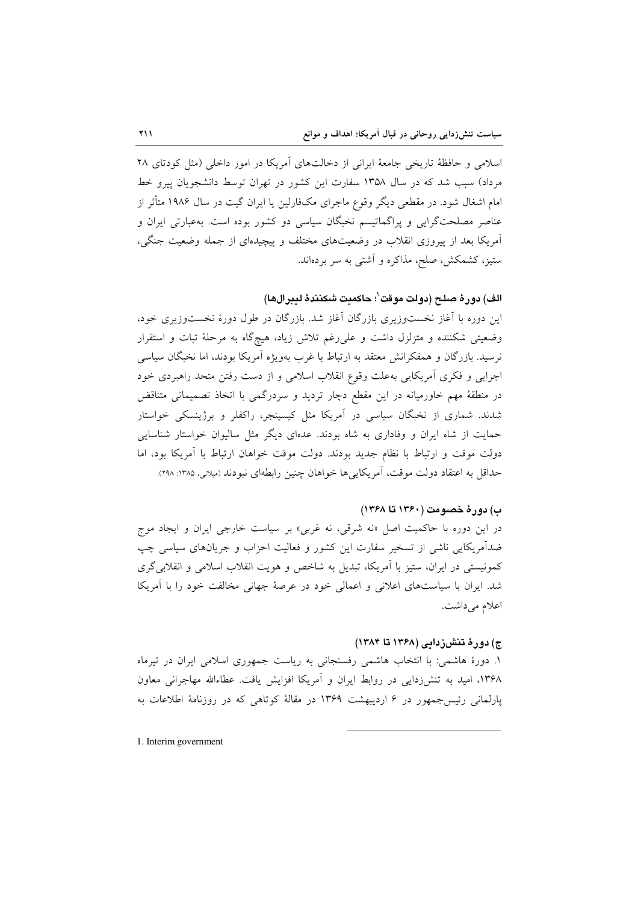اسلامی و حافظهٔ تاریخی جامعهٔ ایرانی از دخالت‌های آمریکا در امور داخلی (مثل کودتای ۲۸ مرداد) سبب شد که در سال ۱۳۵۸ سفارت این کشور در تهران توسط دانشجویان پیرو خط امام اشغال شود. در مقطعی دیگر وقوع ماجرای مک‌فارلین یا ایران گیت در سال ۱۹۸۶ متأثر از عناصر مصلحت‌گرایی و پراگماتیسم نخبگان سیاسی دو کشور بوده است. به‌عبارتی ایران و آمریکا بعد از پیروزی انقلاب در وضعیت‌های مختلف و پیچیده‌ای از جمله وضعیت جنگی، ستیز، کشمکش، صلح، مذاکره و آشتی به سر برده‌اند.

### الف) دورهٔ صلح (دولت موقت[1]؛ حاکمیت شکنندهٔ لیبرال‌ها)

این دوره با آغاز نخست‌وزیری بازرگان آغاز شد. بازرگان در طول دورهٔ نخست‌وزیری خود، وضعیتی شکننده و متزلزل داشت و علی‌رغم تلاش زیاد، هیچ‌گاه به مرحلهٔ ثبات و استقرار نرسید. بازرگان و همفکرانش معتقد به ارتباط با غرب به‌ویژه آمریکا بودند، اما نخبگان سیاسی اجرایی و فکری آمریکایی به‌علت وقوع انقلاب اسلامی و از دست رفتن متحد راهبردی خود در منطقهٔ مهم خاورمیانه در این مقطع دچار تردید و سردرگمی با اتخاذ تصمیماتی متناقض شدند. شماری از نخبگان سیاسی در آمریکا مثل کیسینجر، راکفلر و برژینسکی خواستار حمایت از شاه ایران و وفاداری به شاه بودند. عده‌ای دیگر مثل سالیوان خواستار شناسایی دولت موقت و ارتباط با نظام جدید بودند. دولت موقت خواهان ارتباط با آمریکا بود، اما حداقل به اعتقاد دولت موقت، آمریکایی‌ها خواهان چنین رابطه‌ای نبودند (میلانی، ۱۳۸۵: ۲۹۸).

### ب) دورهٔ خصومت (۱۳۶۰ تا ۱۳۶۸)

در این دوره با حاکمیت اصل «نه شرقی، نه غربی» بر سیاست خارجی ایران و ایجاد موج ضدآمریکایی ناشی از تسخیر سفارت این کشور و فعالیت احزاب و جریان‌های سیاسی چپ کمونیستی در ایران، ستیز با آمریکا، تبدیل به شاخص و هویت انقلاب اسلامی و انقلابی‌گری شد. ایران با سیاست‌های اعلانی و اعمالی خود در عرصهٔ جهانی مخالفت خود را با آمریکا اعلام می‌داشت.

### ج) دورهٔ تنش‌زدایی (۱۳۶۸ تا ۱۳۸۴)

۱. دورهٔ هاشمی: با انتخاب هاشمی رفسنجانی به ریاست جمهوری اسلامی ایران در تیرماه ۱۳۶۸، امید به تنش‌زدایی در روابط ایران و آمریکا افزایش یافت. عطاءالله مهاجرانی معاون پارلمانی رئیس‌جمهور در ۶ اردیبهشت ۱۳۶۹ در مقالهٔ کوتاهی که در روزنامهٔ اطلاعات به

---

1. Interim government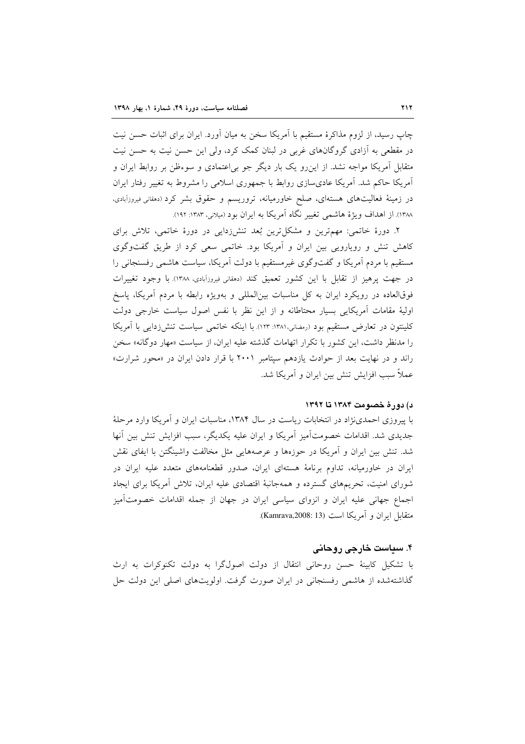چاپ رسید، از لزوم مذاکرهٔ مستقیم با آمریکا سخن به میان آورد. ایران برای اثبات حسن نیت در مقطعی به آزادی گروگان‌های غربی در لبنان کمک کرد، ولی این حسن نیت به حسن نیت متقابل آمریکا مواجه نشد. از این‌رو یک بار دیگر جو بی‌اعتمادی و سوءظن بر روابط ایران و آمریکا حاکم شد. آمریکا عادی‌سازی روابط با جمهوری اسلامی را مشروط به تغییر رفتار ایران در زمینهٔ فعالیت‌های هسته‌ای، صلح خاورمیانه، تروریسم و حقوق بشر کرد (دهقانی فیروزآبادی، ۱۳۸۸). از اهداف ویژهٔ هاشمی تغییر نگاه آمریکا به ایران بود (میلانی، ۱۳۸۳: ۱۹۲).

۲. دورهٔ خاتمی: مهم‌ترین و مشکل‌ترین بُعد تنش‌زدایی در دورهٔ خاتمی، تلاش برای کاهش تنش و رویارویی بین ایران و آمریکا بود. خاتمی سعی کرد از طریق گفت‌وگوی مستقیم با مردم آمریکا و گفت‌وگوی غیرمستقیم با دولت آمریکا، سیاست هاشمی رفسنجانی را در جهت پرهیز از تقابل با این کشور تعمیق کند (دهقانی فیروزآبادی، ۱۳۸۸). با وجود تغییرات فوق‌العاده در رویکرد ایران به کل مناسبات بین‌المللی و به‌ویژه رابطه با مردم آمریکا، پاسخ اولیهٔ مقامات آمریکایی بسیار محتاطانه و از این نظر با نفس اصول سیاست خارجی دولت کلینتون در تعارض مستقیم بود (رمضانی،۱۳۸۱: ۱۲۳). با اینکه خاتمی سیاست تنش‌زدایی با آمریکا را مدنظر داشت، این کشور با تکرار اتهامات گذشته علیه ایران، از سیاست «مهار دوگانه» سخن راند و در نهایت بعد از حوادث یازدهم سپتامبر ۲۰۰۱ با قرار دادن ایران در «محور شرارت» عملاً سبب افزایش تنش بین ایران و آمریکا شد.

#### د) دورهٔ خصومت ۱۳۸۴ تا ۱۳۹۲

با پیروزی احمدی‌نژاد در انتخابات ریاست در سال ۱۳۸۴، مناسبات ایران و آمریکا وارد مرحلهٔ جدیدی شد. اقدامات خصومت‌آمیز آمریکا و ایران علیه یکدیگر، سبب افزایش تنش بین آنها شد. تنش بین ایران و آمریکا در حوزه‌ها و عرصه‌هایی مثل مخالفت واشینگتن با ایفای نقش ایران در خاورمیانه، تداوم برنامهٔ هسته‌ای ایران، صدور قطعنامه‌های متعدد علیه ایران در شورای امنیت، تحریم‌های گسترده و همه‌جانبهٔ اقتصادی علیه ایران، تلاش آمریکا برای ایجاد اجماع جهانی علیه ایران و انزوای سیاسی ایران در جهان از جمله اقدامات خصومت‌آمیز متقابل ایران و آمریکا است (Kamrava,2008: 13).

### ۴. سیاست خارجی روحانی

با تشکیل کابینهٔ حسن روحانی انتقال از دولت اصول‌گرا به دولت تکنوکرات به ارث گذاشته‌شده از هاشمی رفسنجانی در ایران صورت گرفت. اولویت‌های اصلی این دولت حل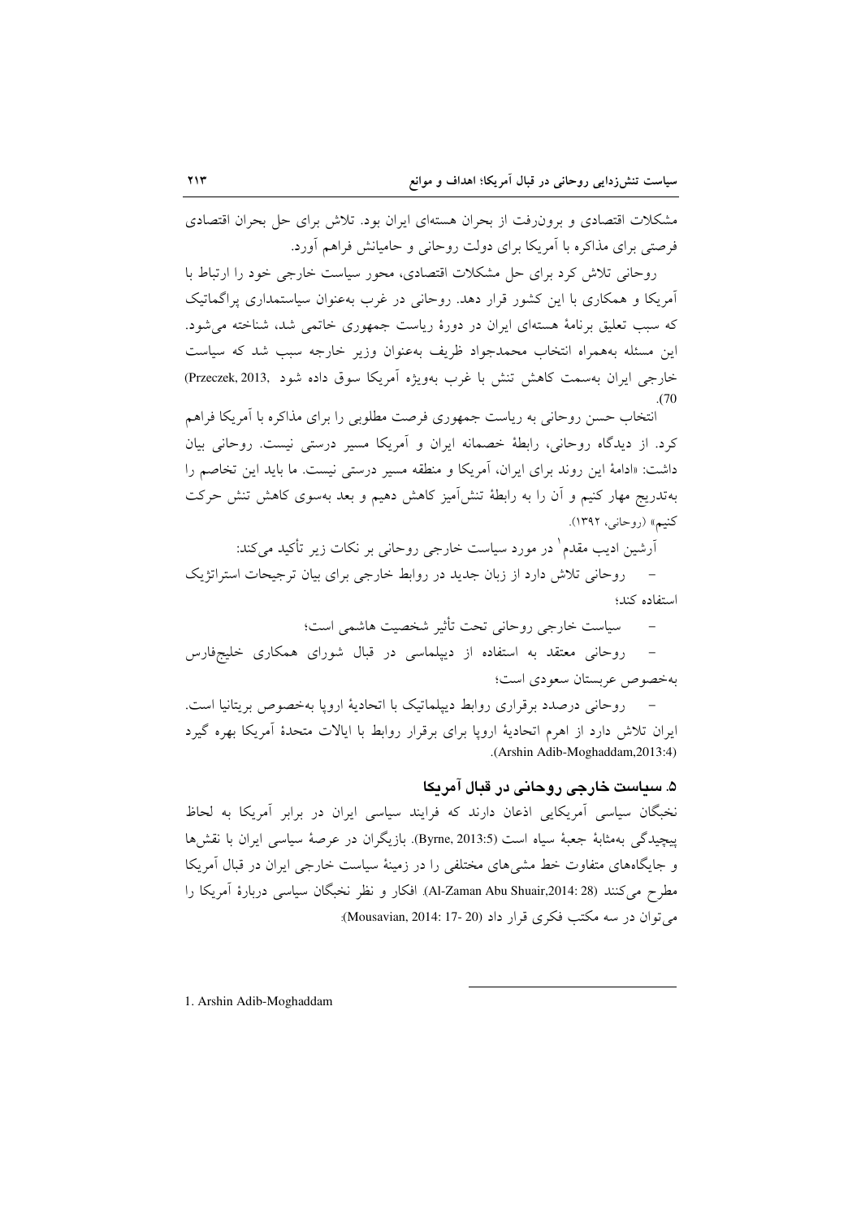مشکلات اقتصادی و برون‌رفت از بحران هسته‌ای ایران بود. تلاش برای حل بحران اقتصادی فرصتی برای مذاکره با آمریکا برای دولت روحانی و حامیانش فراهم آورد.

روحانی تلاش کرد برای حل مشکلات اقتصادی، محور سیاست خارجی خود را ارتباط با آمریکا و همکاری با این کشور قرار دهد. روحانی در غرب به‌عنوان سیاستمداری پراگماتیک که سبب تعلیق برنامهٔ هسته‌ای ایران در دورهٔ ریاست جمهوری خاتمی شد، شناخته می‌شود. این مسئله به‌همراه انتخاب محمدجواد ظریف به‌عنوان وزیر خارجه سبب شد که سیاست خارجی ایران به‌سمت کاهش تنش با غرب به‌ویژه آمریکا سوق داده شود (Przeczek, 2013, 70).

انتخاب حسن روحانی به ریاست جمهوری فرصت مطلوبی را برای مذاکره با آمریکا فراهم کرد. از دیدگاه روحانی، رابطهٔ خصمانه ایران و آمریکا مسیر درستی نیست. روحانی بیان داشت: «ادامهٔ این روند برای ایران، آمریکا و منطقه مسیر درستی نیست. ما باید این تخاصم را به‌تدریج مهار کنیم و آن را به رابطهٔ تنش‌آمیز کاهش دهیم و بعد به‌سوی کاهش تنش حرکت کنیم» (روحانی، ۱۳۹۲).

آرشین ادیب مقدم[1] در مورد سیاست خارجی روحانی بر نکات زیر تأکید می‌کند:

- روحانی تلاش دارد از زبان جدید در روابط خارجی برای بیان ترجیحات استراتژیک استفاده کند؛
- سیاست خارجی روحانی تحت تأثیر شخصیت هاشمی است؛
- روحانی معتقد به استفاده از دیپلماسی در قبال شورای همکاری خلیج‌فارس به‌خصوص عربستان سعودی است؛
- روحانی درصدد برقراری روابط دیپلماتیک با اتحادیهٔ اروپا به‌خصوص بریتانیا است.

ایران تلاش دارد از اهرم اتحادیهٔ اروپا برای برقرار روابط با ایالات متحدهٔ آمریکا بهره گیرد (Arshin Adib-Moghaddam,2013:4).

## ۵. سیاست خارجی روحانی در قبال آمریکا

نخبگان سیاسی آمریکایی اذعان دارند که فرایند سیاسی ایران در برابر آمریکا به لحاظ پیچیدگی به‌مثابهٔ جعبهٔ سیاه است (Byrne, 2013:5). بازیگران در عرصهٔ سیاسی ایران با نقش‌ها و جایگاه‌های متفاوت خط مشی‌های مختلفی را در زمینهٔ سیاست خارجی ایران در قبال آمریکا مطرح می‌کنند (Al-Zaman Abu Shuair,2014: 28). افکار و نظر نخبگان سیاسی دربارهٔ آمریکا را می‌توان در سه مکتب فکری قرار داد (Mousavian, 2014: 17- 20):

---

1. Arshin Adib-Moghaddam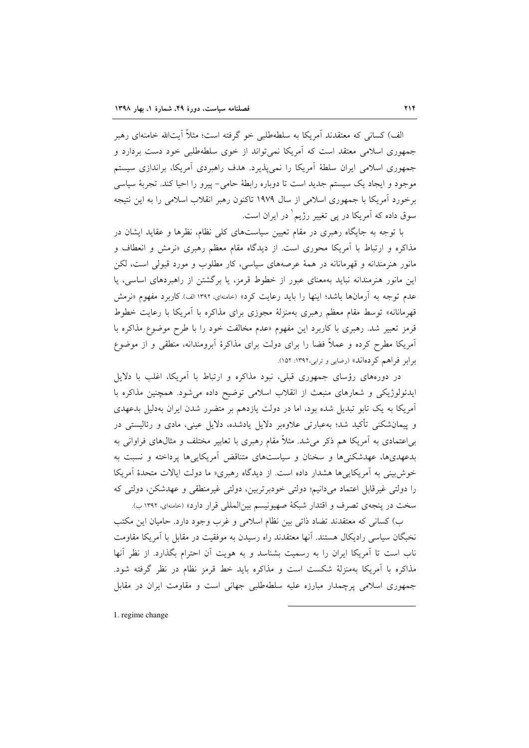الف) کسانی که معتقدند آمریکا به سلطه‌طلبی خو گرفته است؛ مثلاً آیت‌الله خامنه‌ای رهبر جمهوری اسلامی معتقد است که آمریکا نمی‌تواند از خوی سلطه‌طلبی خود دست بردارد و جمهوری اسلامی ایران سلطهٔ آمریکا را نمی‌پذیرد. هدف راهبردی آمریکا، براندازی سیستم موجود و ایجاد یک سیستم جدید است تا دوباره رابطهٔ حامی- پیرو را احیا کند. تجربهٔ سیاسی برخورد آمریکا با جمهوری اسلامی از سال ۱۹۷۹ تاکنون رهبر انقلاب اسلامی را به این نتیجه سوق داده که آمریکا در پی تغییر رژیم[1] در ایران است.

با توجه به جایگاه رهبری در مقام تعیین سیاست‌های کلی نظام، نظرها و عقاید ایشان در مذاکره و ارتباط با آمریکا محوری است. از دیدگاه مقام معظم رهبری «نرمش و انعطاف و مانور هنرمندانه و قهرمانانه در همهٔ عرصه‌های سیاسی، کار مطلوب و مورد قبولی است، لکن این مانور هنرمندانه نباید به‌معنای عبور از خطوط قرمز، یا برگشتن از راهبردهای اساسی، یا عدم توجه به آرمان‌ها باشد؛ اینها را باید رعایت کرد» (خامنه‌ای، ۱۳۹۲ الف). کاربرد مفهوم «نرمش قهرمانانه» توسط مقام معظم رهبری به‌منزلهٔ مجوزی برای مذاکره با آمریکا با رعایت خطوط قرمز تعبیر شد. رهبری با کاربرد این مفهوم «عدم مخالفت خود را با طرح موضوع مذاکره با آمریکا مطرح کرده و عملاً فضا را برای دولت برای مذاکرهٔ آبرومندانه، منطقی و از موضوع برابر فراهم کرده‌اند» (رضایی و ترابی،۱۳۹۲: ۱۵۲).

در دوره‌های رؤسای جمهوری قبلی، نبود مذاکره و ارتباط با آمریکا، اغلب با دلایل ایدئولوژیکی و شعارهای منبعث از انقلاب اسلامی توضیح داده می‌شود. همچنین مذاکره با آمریکا به یک تابو تبدیل شده بود، اما در دولت یازدهم بر متضرر شدن ایران به‌دلیل بدعهدی و پیمان‌شکنی تأکید شد؛ به‌عبارتی علاوه‌بر دلایل یادشده، دلایل عینی، مادی و رئالیستی در بی‌اعتمادی به آمریکا هم ذکر می‌شد. مثلاً مقام رهبری با تعابیر مختلف و مثال‌های فراوانی به بدعهدی‌ها، عهدشکنی‌ها و سخنان و سیاست‌های متناقض آمریکایی‌ها پرداخته و نسبت به خوش‌بینی به آمریکایی‌ها هشدار داده است. از دیدگاه رهبری« ما دولت ایالات متحدهٔ آمریکا را دولتی غیرقابل اعتماد می‌دانیم؛ دولتی خودبرتربین، دولتی غیرمنطقی و عهدشکن، دولتی که سخت در پنجهٔ تصرف و اقتدار شبکهٔ صهیونیسم بین‌المللی قرار دارد» (خامنه‌ای، ۱۳۹۲ ب).

ب) کسانی که معتقدند تضاد ذاتی بین نظام اسلامی و غرب وجود دارد. حامیان این مکتب نخبگان سیاسی رادیکال هستند. آنها معتقدند راه رسیدن به موفقیت در مقابل با آمریکا مقاومت ناب است تا آمریکا ایران را به رسمیت بشناسد و به هویت آن احترام بگذارد. از نظر آنها مذاکره با آمریکا به‌منزلهٔ شکست است و مذاکره باید خط قرمز نظام در نظر گرفته شود. جمهوری اسلامی پرچمدار مبارزه علیه سلطه‌طلبی جهانی است و مقاومت ایران در مقابل

1. regime change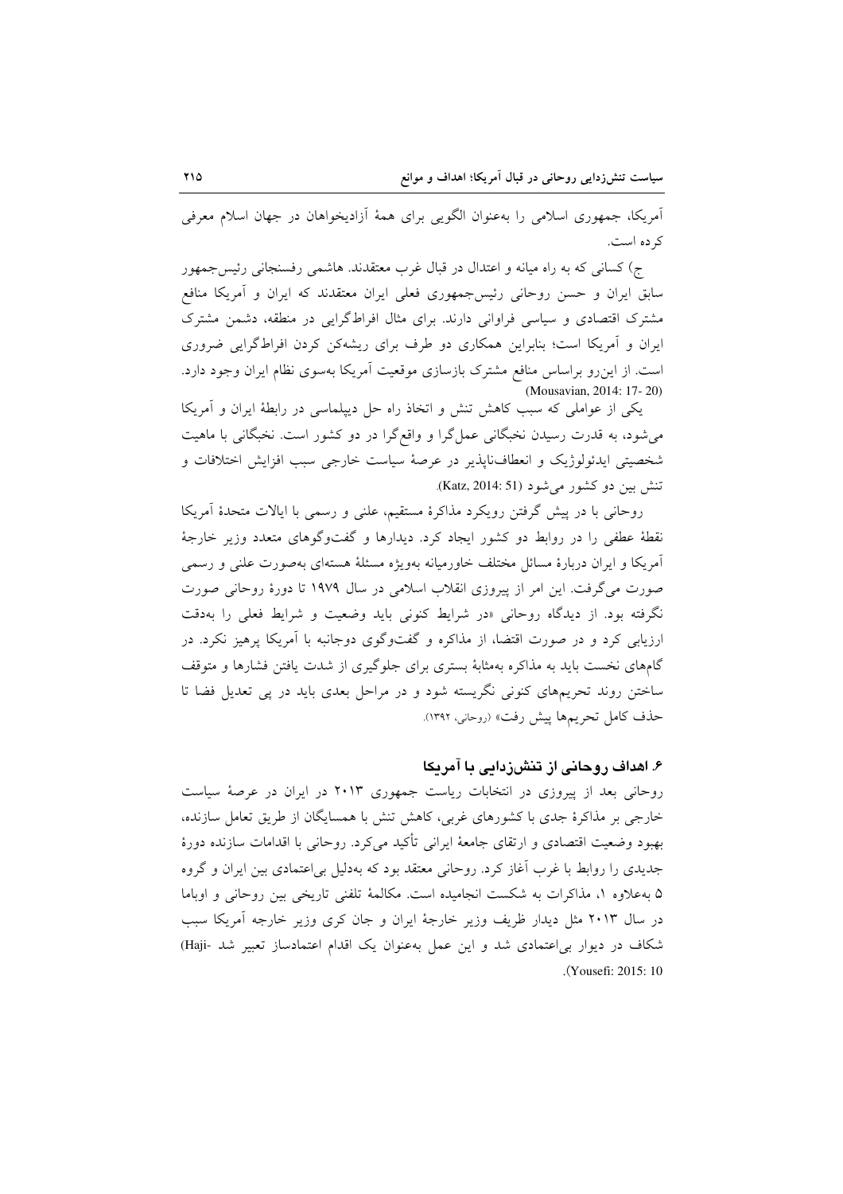آمریکا، جمهوری اسلامی را به‌عنوان الگویی برای همهٔ آزادیخواهان در جهان اسلام معرفی کرده است.

ج) کسانی که به راه میانه و اعتدال در قبال غرب معتقدند. هاشمی رفسنجانی رئیس‌جمهور سابق ایران و حسن روحانی رئیس‌جمهوری فعلی ایران معتقدند که ایران و آمریکا منافع مشترک اقتصادی و سیاسی فراوانی دارند. برای مثال افراط‌گرایی در منطقه، دشمن مشترک ایران و آمریکا است؛ بنابراین همکاری دو طرف برای ریشه‌کن کردن افراط‌گرایی ضروری است. از این‌رو براساس منافع مشترک بازسازی موقعیت آمریکا به‌سوی نظام ایران وجود دارد. (Mousavian, 2014: 17- 20)

یکی از عواملی که سبب کاهش تنش و اتخاذ راه حل دیپلماسی در رابطهٔ ایران و آمریکا می‌شود، به قدرت رسیدن نخبگانی عمل‌گرا و واقع‌گرا در دو کشور است. نخبگانی با ماهیت شخصیتی ایدئولوژیک و انعطاف‌ناپذیر در عرصهٔ سیاست خارجی سبب افزایش اختلافات و تنش بین دو کشور می‌شود (Katz, 2014: 51).

روحانی با در پیش گرفتن رویکرد مذاکرهٔ مستقیم، علنی و رسمی با ایالات متحدهٔ آمریکا نقطهٔ عطفی را در روابط دو کشور ایجاد کرد. دیدارها و گفت‌وگوهای متعدد وزیر خارجهٔ آمریکا و ایران دربارهٔ مسائل مختلف خاورمیانه به‌ویژه مسئلهٔ هسته‌ای به‌صورت علنی و رسمی صورت می‌گرفت. این امر از پیروزی انقلاب اسلامی در سال ۱۹۷۹ تا دورهٔ روحانی صورت نگرفته بود. از دیدگاه روحانی «در شرایط کنونی باید وضعیت و شرایط فعلی را به‌دقت ارزیابی کرد و در صورت اقتضا، از مذاکره و گفت‌وگوی دوجانبه با آمریکا پرهیز نکرد. در گام‌های نخست باید به مذاکره به‌مثابهٔ بستری برای جلوگیری از شدت یافتن فشارها و متوقف ساختن روند تحریم‌های کنونی نگریسته شود و در مراحل بعدی باید در پی تعدیل فضا تا حذف کامل تحریم‌ها پیش رفت» (روحانی، ۱۳۹۲).

## ۶. اهداف روحانی از تنش‌زدایی با آمریکا

روحانی بعد از پیروزی در انتخابات ریاست جمهوری ۲۰۱۳ در ایران در عرصهٔ سیاست خارجی بر مذاکرهٔ جدی با کشورهای غربی، کاهش تنش با همسایگان از طریق تعامل سازنده، بهبود وضعیت اقتصادی و ارتقای جامعهٔ ایرانی تأکید می‌کرد. روحانی با اقدامات سازنده دورهٔ جدیدی را در روابط با غرب آغاز کرد. روحانی معتقد بود که به‌دلیل بی‌اعتمادی بین ایران و گروه ۵ به‌علاوه ۱، مذاکرات به شکست انجامیده است. مکالمهٔ تلفنی تاریخی بین روحانی و اوباما در سال ۲۰۱۳ مثل دیدار ظریف وزیر خارجهٔ ایران و جان کری وزیر خارجه آمریکا سبب شکاف در دیوار بی‌اعتمادی شد و این عمل به‌عنوان یک اقدام اعتمادساز تعبیر شد (Haji-Yousefi: 2015: 10).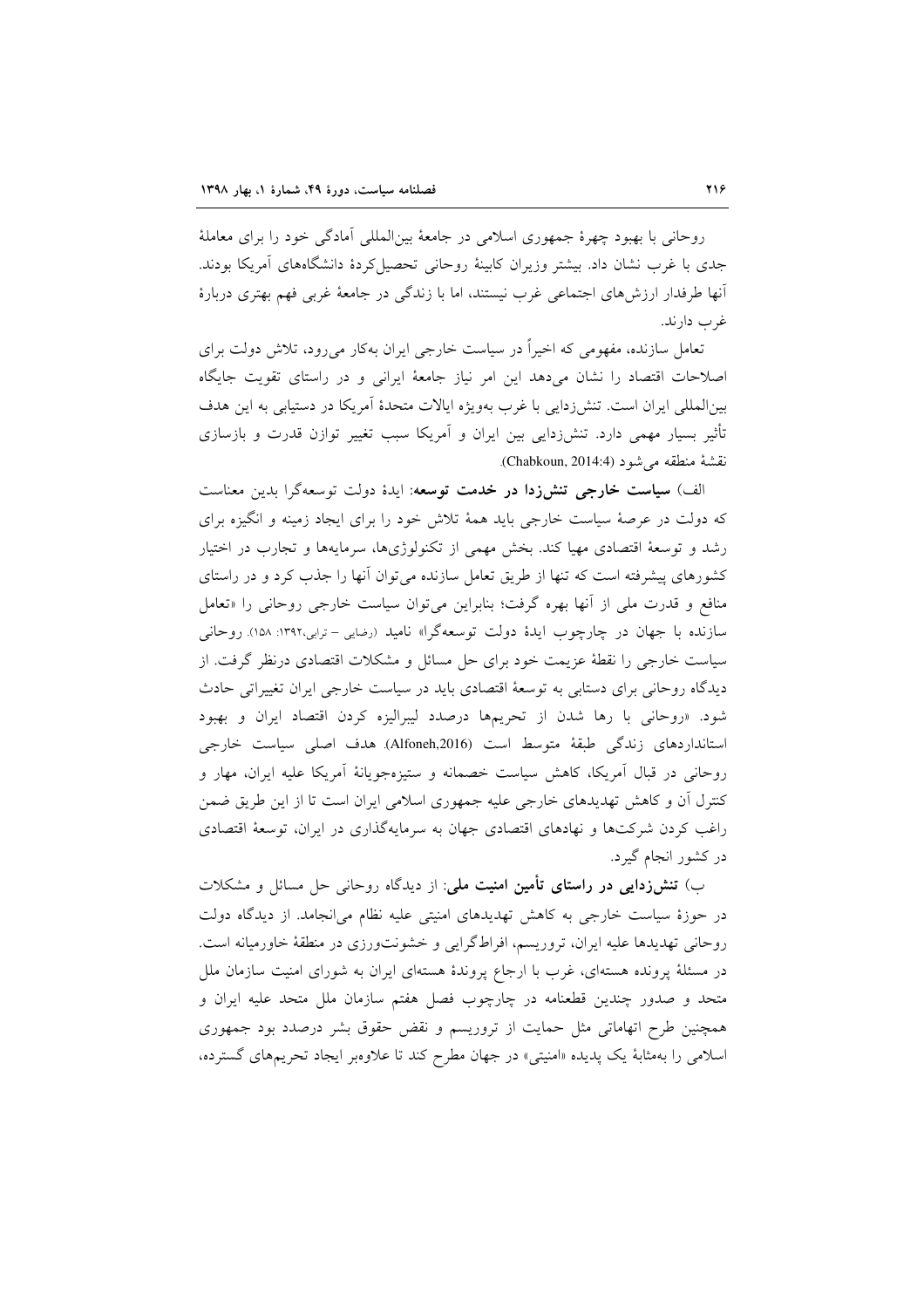روحانی با بهبود چهرۀ جمهوری اسلامی در جامعۀ بین‌المللی آمادگی خود را برای معاملۀ جدی با غرب نشان داد. بیشتر وزیران کابینۀ روحانی تحصیل‌کردۀ دانشگاه‌های آمریکا بودند. آنها طرفدار ارزش‌های اجتماعی غرب نیستند، اما با زندگی در جامعۀ غربی فهم بهتری دربارۀ غرب دارند.

تعامل سازنده، مفهومی که اخیراً در سیاست خارجی ایران به‌کار می‌رود، تلاش دولت برای اصلاحات اقتصاد را نشان می‌دهد این امر نیاز جامعۀ ایرانی و در راستای تقویت جایگاه بین‌المللی ایران است. تنش‌زدایی با غرب به‌ویژه ایالات متحدۀ آمریکا در دستیابی به این هدف تأثیر بسیار مهمی دارد. تنش‌زدایی بین ایران و آمریکا سبب تغییر توازن قدرت و بازسازی نقشۀ منطقه می‌شود (Chabkoun, 2014:4).

الف) **سیاست خارجی تنش‌زدا در خدمت توسعه**: ایدۀ دولت توسعه‌گرا بدین معناست که دولت در عرصۀ سیاست خارجی باید همۀ تلاش خود را برای ایجاد زمینه و انگیزه برای رشد و توسعۀ اقتصادی مهیا کند. بخش مهمی از تکنولوژی‌ها، سرمایه‌ها و تجارب در اختیار کشورهای پیشرفته است که تنها از طریق تعامل سازنده می‌توان آنها را جذب کرد و در راستای منافع و قدرت ملی از آنها بهره گرفت؛ بنابراین می‌توان سیاست خارجی روحانی را «تعامل سازنده با جهان در چارچوب ایدۀ دولت توسعه‌گرا» نامید (رضایی – ترابی،۱۳۹۲: ۱۵۸). روحانی سیاست خارجی را نقطۀ عزیمت خود برای حل مسائل و مشکلات اقتصادی درنظر گرفت. از دیدگاه روحانی برای دستابی به توسعۀ اقتصادی باید در سیاست خارجی ایران تغییراتی حادث شود. «روحانی با رها شدن از تحریم‌ها درصدد لیبرالیزه کردن اقتصاد ایران و بهبود استانداردهای زندگی طبقۀ متوسط است (Alfoneh,2016). هدف اصلی سیاست خارجی روحانی در قبال آمریکا، کاهش سیاست خصمانه و ستیزه‌جویانۀ آمریکا علیه ایران، مهار و کنترل آن و کاهش تهدیدهای خارجی علیه جمهوری اسلامی ایران است تا از این طریق ضمن راغب کردن شرکت‌ها و نهادهای اقتصادی جهان به سرمایه‌گذاری در ایران، توسعۀ اقتصادی در کشور انجام گیرد.

ب) **تنش‌زدایی در راستای تأمین امنیت ملی**: از دیدگاه روحانی حل مسائل و مشکلات در حوزۀ سیاست خارجی به کاهش تهدیدهای امنیتی علیه نظام می‌انجامد. از دیدگاه دولت روحانی تهدیدها علیه ایران، تروریسم، افراط‌گرایی و خشونت‌ورزی در منطقۀ خاورمیانه است. در مسئلۀ پرونده هسته‌ای، غرب با ارجاع پروندۀ هسته‌ای ایران به شورای امنیت سازمان ملل متحد و صدور چندین قطعنامه در چارچوب فصل هفتم سازمان ملل متحد علیه ایران و همچنین طرح اتهاماتی مثل حمایت از تروریسم و نقض حقوق بشر درصدد بود جمهوری اسلامی را به‌مثابۀ یک پدیده «امنیتی» در جهان مطرح کند تا علاوه‌بر ایجاد تحریم‌های گسترده،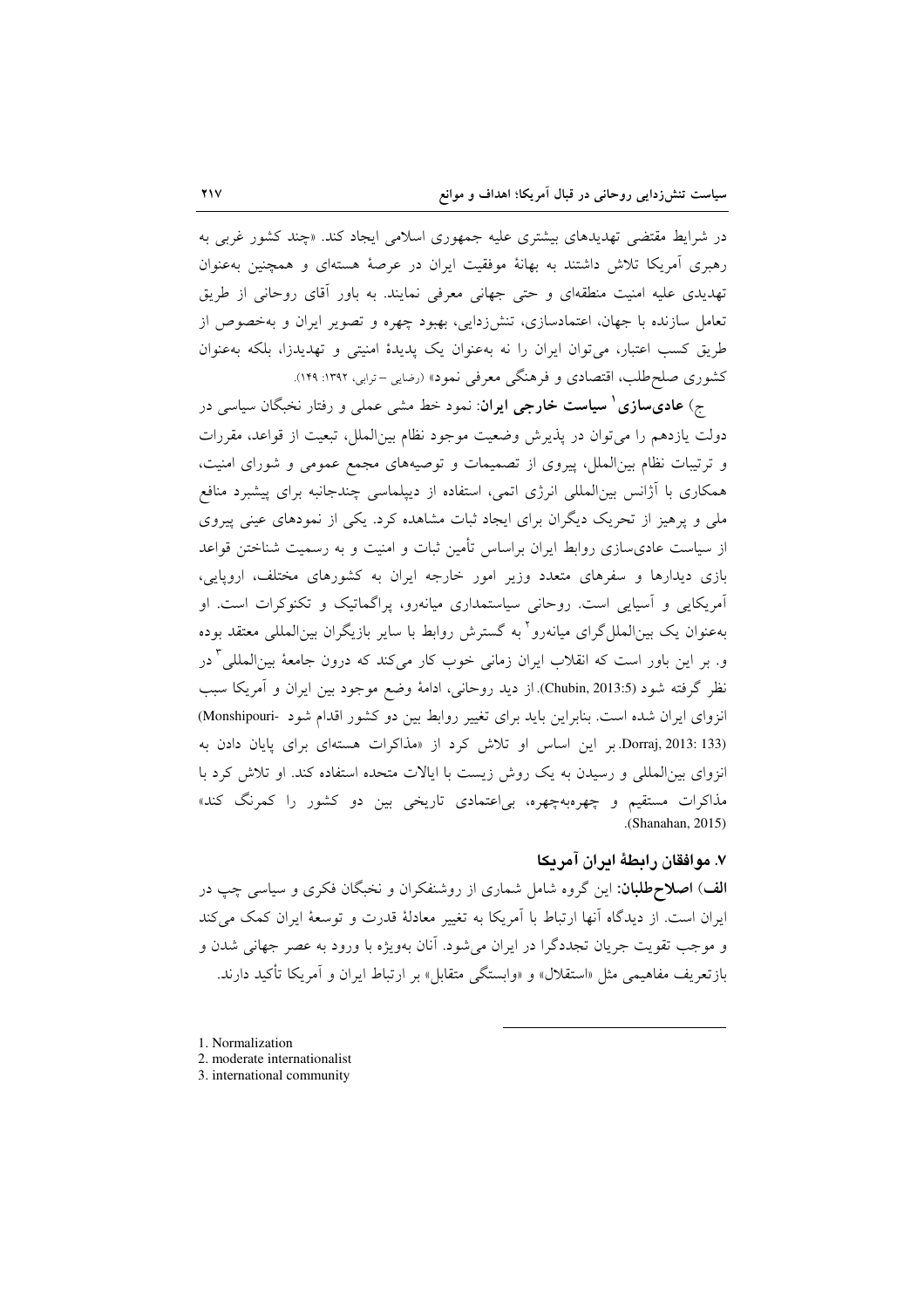در شرایط مقتضی تهدیدهای بیشتری علیه جمهوری اسلامی ایران ایجاد کند. «چند کشور غربی به رهبری آمریکا تلاش داشتند به بهانهٔ موفقیت ایران در عرصهٔ هسته‌ای و همچنین به‌عنوان تهدیدی علیه امنیت منطقه‌ای و حتی جهانی معرفی نمایند. به باور آقای روحانی از طریق تعامل سازنده با جهان، اعتمادسازی، تنش‌زدایی، بهبود چهره و تصویر ایران و به‌خصوص از طریق کسب اعتبار، می‌توان ایران را نه به‌عنوان یک پدیدهٔ امنیتی و تهدیدزا، بلکه به‌عنوان کشوری صلح‌طلب، اقتصادی و فرهنگی معرفی نمود» (رضایی – ترابی، ۱۳۹۲: ۱۴۹).

ج) **عادی‌سازی[1] سیاست خارجی ایران**: نمود خط مشی عملی و رفتار نخبگان سیاسی در دولت یازدهم را می‌توان در پذیرش وضعیت موجود نظام بین‌الملل، تبعیت از قواعد، مقررات و ترتیبات نظام بین‌الملل، پیروی از تصمیمات و توصیه‌های مجمع عمومی و شورای امنیت، همکاری با آژانس بین‌المللی انرژی اتمی، استفاده از دیپلماسی چندجانبه برای پیشبرد منافع ملی و پرهیز از تحریک دیگران برای ایجاد ثبات مشاهده کرد. یکی از نمودهای عینی پیروی از سیاست عادی‌سازی روابط ایران براساس تأمین ثبات و امنیت و به رسمیت شناختن قواعد بازی دیدارها و سفرهای متعدد وزیر امور خارجه ایران به کشورهای مختلف، اروپایی، آمریکایی و آسیایی است. روحانی سیاستمداری میانه‌رو، پراگماتیک و تکنوکرات است. او به‌عنوان یک بین‌الملل‌گرای میانه‌رو[2] به گسترش روابط با سایر بازیگران بین‌المللی معتقد بوده و. بر این باور است که انقلاب ایران زمانی خوب کار می‌کند که درون جامعهٔ بین‌المللی[3] در نظر گرفته شود (Chubin, 2013:5). از دید روحانی، ادامهٔ وضع موجود بین ایران و آمریکا سبب انزوای ایران شده است. بنابراین باید برای تغییر روابط بین دو کشور اقدام شود (Monshipouri-Dorraj, 2013: 133). بر این اساس او تلاش کرد از «مذاکرات هسته‌ای برای پایان دادن به انزوای بین‌المللی و رسیدن به یک روش زیست با ایالات متحده استفاده کند. او تلاش کرد با مذاکرات مستقیم و چهره‌به‌چهره، بی‌اعتمادی تاریخی بین دو کشور را کمرنگ کند» (Shanahan, 2015).

### ۷. موافقان رابطهٔ ایران آمریکا

**الف) اصلاح‌طلبان**: این گروه شامل شماری از روشنفکران و نخبگان فکری و سیاسی چپ در ایران است. از دیدگاه آنها ارتباط با آمریکا به تغییر معادلهٔ قدرت و توسعهٔ ایران کمک می‌کند و موجب تقویت جریان تجددگرا در ایران می‌شود. آنان به‌ویژه با ورود به عصر جهانی شدن و بازتعریف مفاهیمی مثل «استقلال» و «وابستگی متقابل» بر ارتباط ایران و آمریکا تأکید دارند.

---

1. Normalization
2. moderate internationalist
3. international community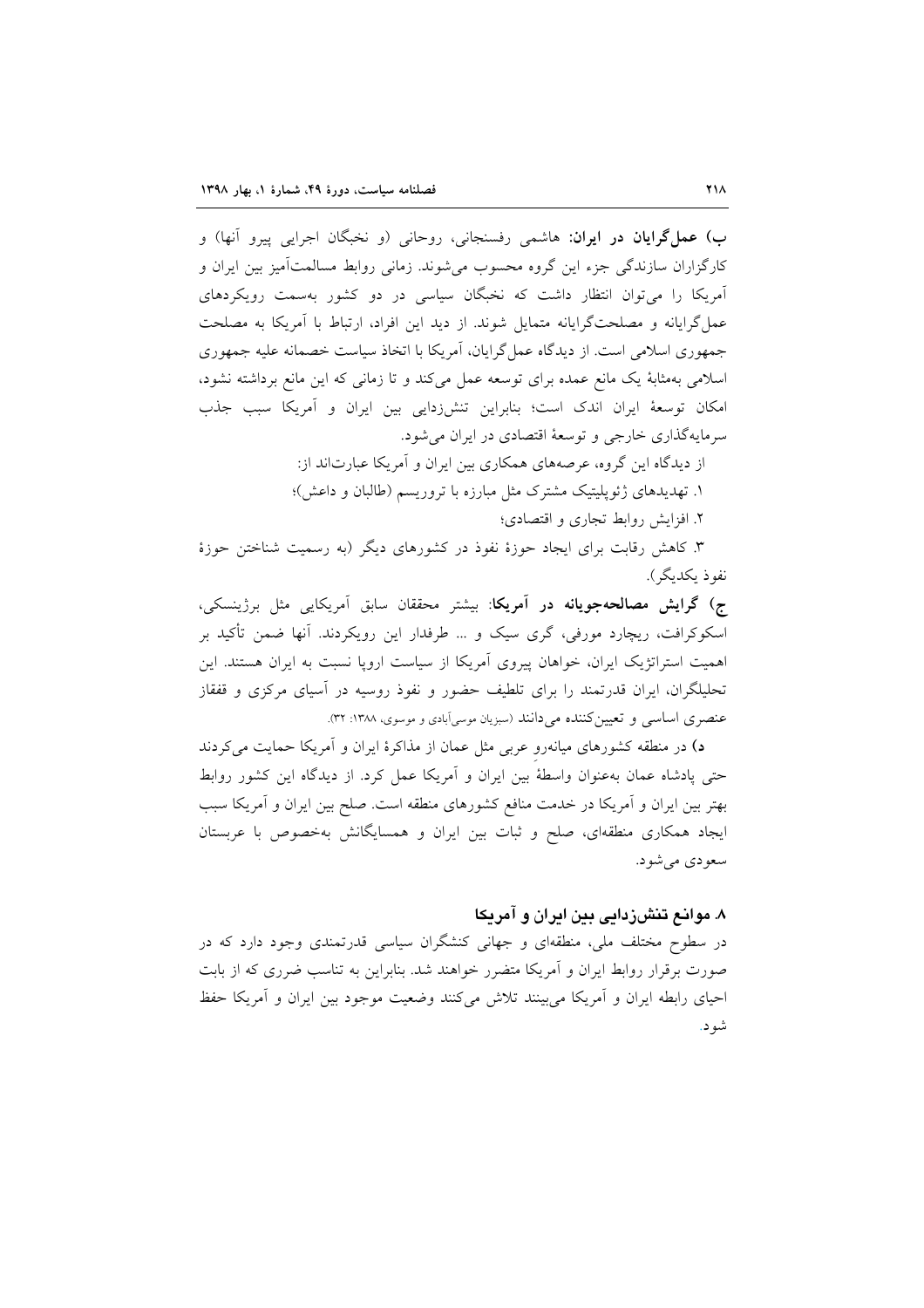**ب) عمل‌گرایان در ایران:** هاشمی رفسنجانی، روحانی (و نخبگان اجرایی پیرو آنها) و کارگزاران سازندگی جزء این گروه محسوب می‌شوند. زمانی روابط مسالمت‌آمیز بین ایران و آمریکا را می‌توان انتظار داشت که نخبگان سیاسی در دو کشور به‌سمت رویکردهای عمل‌گرایانه و مصلحت‌گرایانه متمایل شوند. از دید این افراد، ارتباط با آمریکا به مصلحت جمهوری اسلامی است. از دیدگاه عمل‌گرایان، آمریکا با اتخاذ سیاست خصمانه علیه جمهوری اسلامی به‌مثابهٔ یک مانع عمده برای توسعه عمل می‌کند و تا زمانی که این مانع برداشته نشود، امکان توسعهٔ ایران اندک است؛ بنابراین تنش‌زدایی بین ایران و آمریکا سبب جذب سرمایه‌گذاری خارجی و توسعهٔ اقتصادی در ایران می‌شود.

از دیدگاه این گروه، عرصه‌های همکاری بین ایران و آمریکا عبارت‌اند از:

۱. تهدیدهای ژئوپلیتیک مشترک مثل مبارزه با تروریسم (طالبان و داعش)؛

۲. افزایش روابط تجاری و اقتصادی؛

۳. کاهش رقابت برای ایجاد حوزهٔ نفوذ در کشورهای دیگر (به رسمیت شناختن حوزهٔ نفوذ یکدیگر).

**ج) گرایش مصالحه‌جویانه در آمریکا:** بیشتر محققان سابق آمریکایی مثل برژینسکی، اسکوکرافت، ریچارد مورفی، گری سیک و ... طرفدار این رویکردند. آنها ضمن تأکید بر اهمیت استراتژیک ایران، خواهان پیروی آمریکا از سیاست اروپا نسبت به ایران هستند. این تحلیلگران، ایران قدرتمند را برای تلطیف حضور و نفوذ روسیه در آسیای مرکزی و قفقاز عنصری اساسی و تعیین‌کننده می‌دانند (سبزیان موسی‌آبادی و موسوی، ۱۳۸۸: ۳۲).

**د)** در منطقه کشورهای میانه‌رو عربی مثل عمان از مذاکرهٔ ایران و آمریکا حمایت می‌کردند حتی پادشاه عمان به‌عنوان واسطهٔ بین ایران و آمریکا عمل کرد. از دیدگاه این کشور روابط بهتر بین ایران و آمریکا در خدمت منافع کشورهای منطقه است. صلح بین ایران و آمریکا سبب ایجاد همکاری منطقه‌ای، صلح و ثبات بین ایران و همسایگانش به‌خصوص با عربستان سعودی می‌شود.

## ۸. موانع تنش‌زدایی بین ایران و آمریکا

در سطوح مختلف ملی، منطقه‌ای و جهانی کنشگران سیاسی قدرتمندی وجود دارد که در صورت برقرار روابط ایران و آمریکا متضرر خواهند شد. بنابراین به تناسب ضرری که از بابت احیای رابطه ایران و آمریکا می‌بینند تلاش می‌کنند وضعیت موجود بین ایران و آمریکا حفظ شود.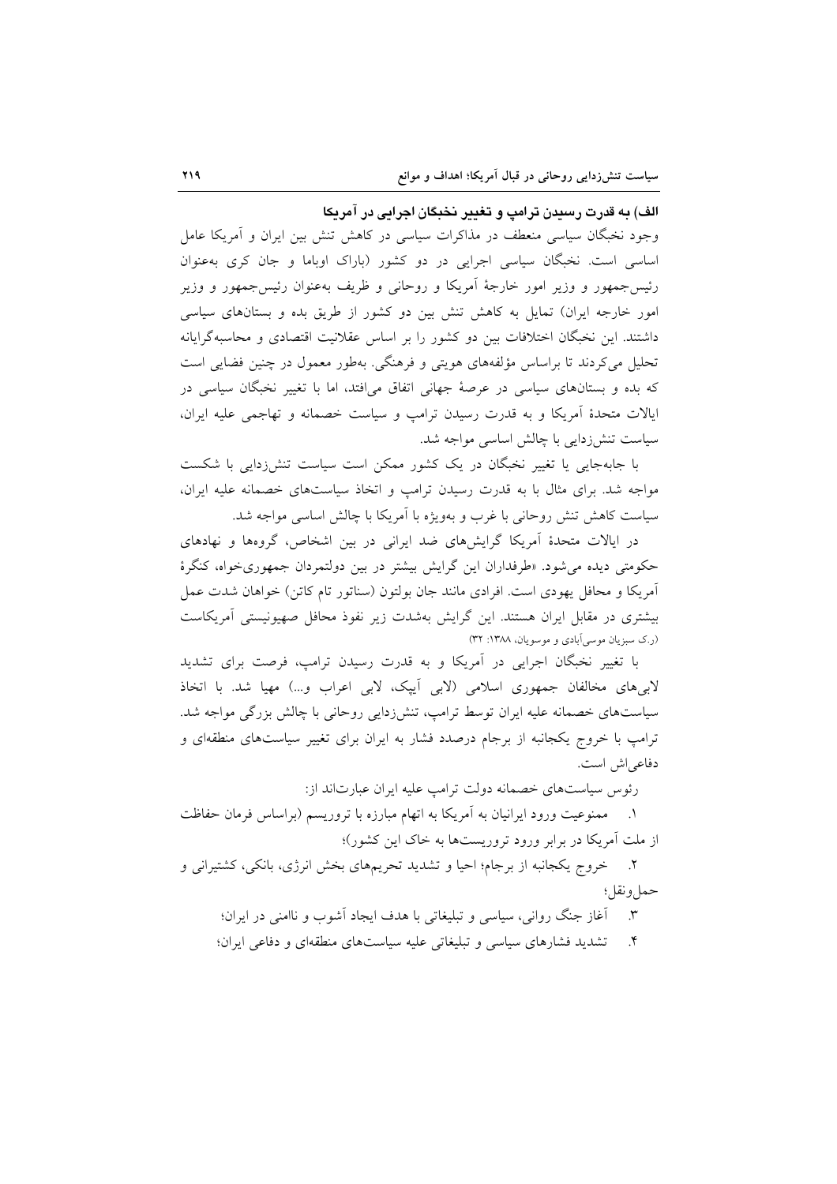### الف) به قدرت رسیدن ترامپ و تغییر نخبگان اجرایی در آمریکا

وجود نخبگان سیاسی منعطف در مذاکرات سیاسی در کاهش تنش بین ایران و آمریکا عامل اساسی است. نخبگان سیاسی اجرایی در دو کشور (باراک اوباما و جان کری به‌عنوان رئیس‌جمهور و وزیر امور خارجهٔ آمریکا و روحانی و ظریف به‌عنوان رئیس‌جمهور و وزیر امور خارجه ایران) تمایل به کاهش تنش بین دو کشور از طریق بده و بستان‌های سیاسی داشتند. این نخبگان اختلافات بین دو کشور را بر اساس عقلانیت اقتصادی و محاسبه‌گرایانه تحلیل می‌کردند تا براساس مؤلفه‌های هویتی و فرهنگی. به‌طور معمول در چنین فضایی است که بده و بستان‌های سیاسی در عرصهٔ جهانی اتفاق می‌افتد، اما با تغییر نخبگان سیاسی در ایالات متحدهٔ آمریکا و به قدرت رسیدن ترامپ و سیاست خصمانه و تهاجمی علیه ایران، سیاست تنش‌زدایی با چالش اساسی مواجه شد.

با جابه‌جایی یا تغییر نخبگان در یک کشور ممکن است سیاست تنش‌زدایی با شکست مواجه شد. برای مثال با به قدرت رسیدن ترامپ و اتخاذ سیاست‌های خصمانه علیه ایران، سیاست کاهش تنش روحانی با غرب و به‌ویژه با آمریکا با چالش اساسی مواجه شد.

در ایالات متحدهٔ آمریکا گرایش‌های ضد ایرانی در بین اشخاص، گروه‌ها و نهادهای حکومتی دیده می‌شود. «طرفداران این گرایش بیشتر در بین دولتمردان جمهوری‌خواه، کنگرهٔ آمریکا و محافل یهودی است. افرادی مانند جان بولتون (سناتور تام کاتن) خواهان شدت عمل بیشتری در مقابل ایران هستند. این گرایش به‌شدت زیر نفوذ محافل صهیونیستی آمریکاست (ر.ک سبزیان موسی‌آبادی و موسویان، ۱۳۸۸: ۳۲)

با تغییر نخبگان اجرایی در آمریکا و به قدرت رسیدن ترامپ، فرصت برای تشدید لابی‌های مخالفان جمهوری اسلامی (لابی آیپک، لابی اعراب و...) مهیا شد. با اتخاذ سیاست‌های خصمانه علیه ایران توسط ترامپ، تنش‌زدایی روحانی با چالش بزرگی مواجه شد. ترامپ با خروج یکجانبه از برجام درصدد فشار به ایران برای تغییر سیاست‌های منطقه‌ای و دفاعی‌اش است.

رئوس سیاست‌های خصمانه دولت ترامپ علیه ایران عبارت‌اند از:

۱. ممنوعیت ورود ایرانیان به آمریکا به اتهام مبارزه با تروریسم (براساس فرمان حفاظت از ملت آمریکا در برابر ورود تروریست‌ها به خاک این کشور)؛

۲. خروج یکجانبه از برجام؛ احیا و تشدید تحریمهای بخش انرژی، بانکی، کشتیرانی و حمل‌ونقل؛

۳. آغاز جنگ روانی، سیاسی و تبلیغاتی با هدف ایجاد آشوب و ناامنی در ایران؛

۴. تشدید فشارهای سیاسی و تبلیغاتی علیه سیاست‌های منطقه‌ای و دفاعی ایران؛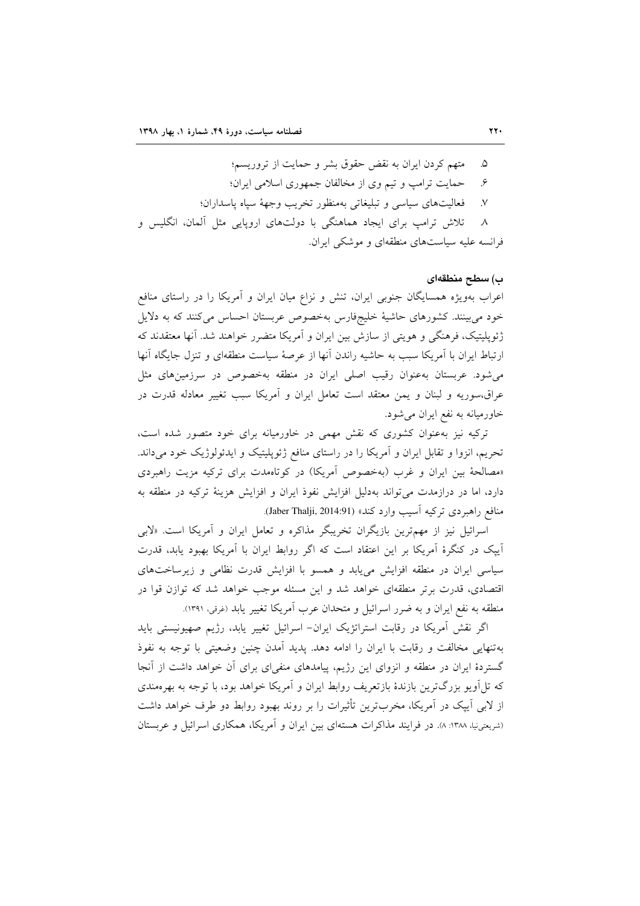۵. متهم کردن ایران به نقض حقوق بشر و حمایت از تروریسم؛

۶. حمایت ترامپ و تیم وی از مخالفان جمهوری اسلامی ایران؛

۷. فعالیت‌های سیاسی و تبلیغاتی به‌منظور تخریب وجههٔ سپاه پاسداران؛

۸. تلاش ترامپ برای ایجاد هماهنگی با دولت‌های اروپایی مثل آلمان، انگلیس و فرانسه علیه سیاست‌های منطقه‌ای و موشکی ایران.

### ب) سطح منطقه‌ای

اعراب به‌ویژه همسایگان جنوبی ایران، تنش و نزاع میان ایران و آمریکا را در راستای منافع خود می‌بینند. کشورهای حاشیهٔ خلیج‌فارس به‌خصوص عربستان احساس می‌کنند که به دلایل ژئوپلیتیک، فرهنگی و هویتی از سازش بین ایران و آمریکا متضرر خواهند شد. آنها معتقدند که ارتباط ایران با آمریکا سبب به حاشیه راندن آنها از عرصهٔ سیاست منطقه‌ای و تنزل جایگاه آنها می‌شود. عربستان به‌عنوان رقیب اصلی ایران در منطقه به‌خصوص در سرزمین‌های مثل عراق،سوریه و لبنان و یمن معتقد است تعامل ایران و آمریکا سبب تغییر معادله قدرت در خاورمیانه به نفع ایران می‌شود.

ترکیه نیز به‌عنوان کشوری که نقش مهمی در خاورمیانه برای خود متصور شده است، تحریم، انزوا و تقابل ایران و آمریکا را در راستای منافع ژئوپلیتیک و ایدئولوژیک خود می‌داند. «مصالحهٔ بین ایران و غرب (به‌خصوص آمریکا) در کوتاه‌مدت برای ترکیه مزیت راهبردی دارد، اما در درازمدت می‌تواند به‌دلیل افزایش نفوذ ایران و افزایش هزینهٔ ترکیه در منطقه به منافع راهبردی ترکیه آسیب وارد کند» (Jaber Thalji, 2014:91).

اسرائیل نیز از مهم‌ترین بازیگران تخریبگر مذاکره و تعامل ایران و آمریکا است. «لابی آیپک در کنگرهٔ آمریکا بر این اعتقاد است که اگر روابط ایران با آمریکا بهبود یابد، قدرت سیاسی ایران در منطقه افزایش می‌یابد و همسو با افزایش قدرت نظامی و زیرساخت‌های اقتصادی، قدرت برتر منطقه‌ای خواهد شد و این مسئله موجب خواهد شد که توازن قوا در منطقه به نفع ایران و به ضرر اسرائیل و متحدان عرب آمریکا تغییر یابد (غرقی، ۱۳۹۱).

اگر نقش آمریکا در رقابت استراتژیک ایران- اسرائیل تغییر یابد، رژیم صهیونیستی باید به‌تنهایی مخالفت و رقابت با ایران را ادامه دهد. پدید آمدن چنین وضعیتی با توجه به نفوذ گستردهٔ ایران در منطقه و انزوای این رژیم، پیامدهای منفی‌ای برای آن خواهد داشت از آنجا که تل‌آویو بزرگ‌ترین بازندهٔ بازتعریف روابط ایران و آمریکا خواهد بود، با توجه به بهره‌مندی از لابی آیپک در آمریکا، مخرب‌ترین تأثیرات را بر روند بهبود روابط دو طرف خواهد داشت (شریعتی‌نیا، ۱۳۸۸: ۸). در فرایند مذاکرات هسته‌ای بین ایران و آمریکا، همکاری اسرائیل و عربستان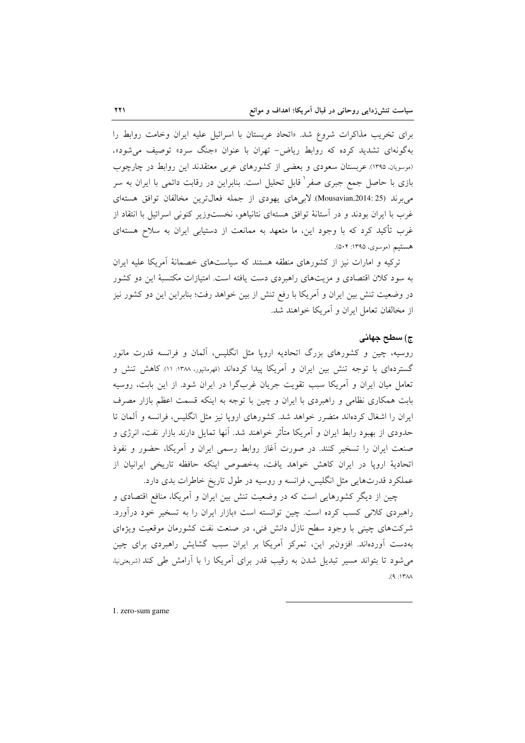برای تخریب مذاکرات شروع شد. «اتحاد عربستان با اسرائیل علیه ایران وخامت روابط را به‌گونه‌ای تشدید کرده که روابط ریاض- تهران با عنوان «جنگ سرد» توصیف می‌شود». (موسویان، ۱۳۹۵). عربستان سعودی و بعضی از کشورهای عربی معتقدند این روابط در چارچوب بازی با حاصل جمع جبری صفر[1] قابل تحلیل است. بنابراین در رقابت دائمی با ایران به سر می‌برند (Mousavian,2014: 25). لابی‌های یهودی از جمله فعال‌ترین مخالفان توافق هسته‌ای غرب با ایران بودند و در آستانهٔ توافق هسته‌ای نتانیاهو، نخست‌وزیر کنونی اسرائیل با انتقاد از غرب تأکید کرد که با وجود این، ما متعهد به ممانعت از دستیابی ایران به سلاح هسته‌ای هستیم (موسوی، ۱۳۹۵: ۵۰۴).

ترکیه و امارات نیز از کشورهای منطقه هستند که سیاست‌های خصمانهٔ آمریکا علیه ایران به سود کلان اقتصادی و مزیت‌های راهبردی دست یافته است. امتیازات مکتسبهٔ این دو کشور در وضعیت تنش بین ایران و آمریکا با رفع تنش از بین خواهد رفت؛ بنابراین این دو کشور نیز از مخالفان تعامل ایران و آمریکا خواهند شد.

### ج) سطح جهانی

روسیه، چین و کشورهای بزرگ اتحادیه اروپا مثل انگلیس، آلمان و فرانسه قدرت مانور گسترده‌ای با توجه تنش بین ایران و آمریکا پیدا کرده‌اند (قهرمانپور، ۱۳۸۸: ۱۱). کاهش تنش و تعامل میان ایران و آمریکا سبب تقویت جریان غرب‌گرا در ایران شود. از این بابت، روسیه بابت همکاری نظامی و راهبردی با ایران و چین با توجه به اینکه قسمت اعظم بازار مصرف ایران را اشغال کرده‌اند متضرر خواهد شد. کشورهای اروپا نیز مثل انگلیس، فرانسه و آلمان تا حدودی از بهبود رابط ایران و آمریکا متأثر خواهند شد. آنها تمایل دارند بازار نفت، انرژی و صنعت ایران را تسخیر کنند. در صورت آغاز روابط رسمی ایران و آمریکا، حضور و نفوذ اتحادیهٔ اروپا در ایران کاهش خواهد یافت، به‌خصوص اینکه حافظه تاریخی ایرانیان از عملکرد قدرت‌هایی مثل انگلیس، فرانسه و روسیه در طول تاریخ خاطرات بدی دارد.

چین از دیگر کشورهایی است که در وضعیت تنش بین ایران و آمریکا، منافع اقتصادی و راهبردی کلانی کسب کرده است. چین توانسته است «بازار ایران را به تسخیر خود درآورد. شرکت‌های چینی با وجود سطح نازل دانش فنی، در صنعت نفت کشورمان موقعیت ویژه‌ای به‌دست آورده‌اند. افزون‌بر این، تمرکز آمریکا بر ایران سبب گشایش راهبردی برای چین می‌شود تا بتواند مسیر تبدیل شدن به رقیب قدر برای آمریکا را با آرامش طی کند (شریعتی‌نیا، ۱۳۸۸: ۹).

---

1. zero-sum game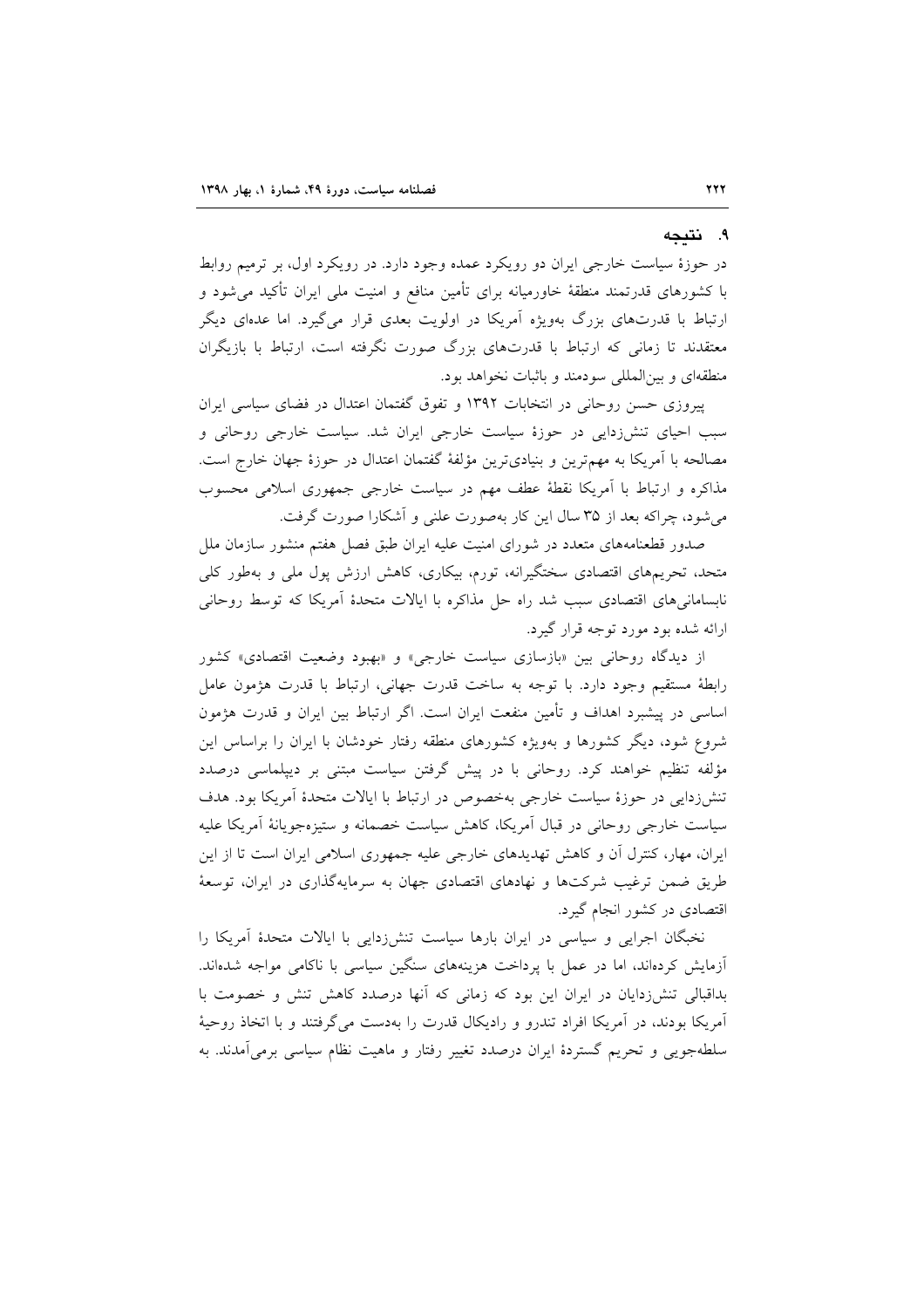## ۹. نتیجه

در حوزهٔ سیاست خارجی ایران دو رویکرد عمده وجود دارد. در رویکرد اول، بر ترمیم روابط با کشورهای قدرتمند منطقهٔ خاورمیانه برای تأمین منافع و امنیت ملی ایران تأکید می‌شود و ارتباط با قدرت‌های بزرگ به‌ویژه آمریکا در اولویت بعدی قرار می‌گیرد. اما عده‌ای دیگر معتقدند تا زمانی که ارتباط با قدرت‌های بزرگ صورت نگرفته است، ارتباط با بازیگران منطقه‌ای و بین‌المللی سودمند و باثبات نخواهد بود.

پیروزی حسن روحانی در انتخابات ۱۳۹۲ و تفوق گفتمان اعتدال در فضای سیاسی ایران سبب احیای تنش‌زدایی در حوزهٔ سیاست خارجی ایران شد. سیاست خارجی روحانی و مصالحه با آمریکا به مهم‌ترین و بنیادی‌ترین مؤلفهٔ گفتمان اعتدال در حوزهٔ جهان خارج است. مذاکره و ارتباط با آمریکا نقطهٔ عطف مهم در سیاست خارجی جمهوری اسلامی محسوب می‌شود، چراکه بعد از ۳۵ سال این کار به‌صورت علنی و آشکارا صورت گرفت.

صدور قطعنامه‌های متعدد در شورای امنیت علیه ایران طبق فصل هفتم منشور سازمان ملل متحد، تحریم‌های اقتصادی سختگیرانه، تورم، بیکاری، کاهش ارزش پول ملی و به‌طور کلی نابسامانی‌های اقتصادی سبب شد راه حل مذاکره با ایالات متحدهٔ آمریکا که توسط روحانی ارائه شده بود مورد توجه قرار گیرد.

از دیدگاه روحانی بین «بازسازی سیاست خارجی» و «بهبود وضعیت اقتصادی» کشور رابطهٔ مستقیم وجود دارد. با توجه به ساخت قدرت جهانی، ارتباط با قدرت هژمون عامل اساسی در پیشبرد اهداف و تأمین منفعت ایران است. اگر ارتباط بین ایران و قدرت هژمون شروع شود، دیگر کشورها و به‌ویژه کشورهای منطقه رفتار خودشان با ایران را براساس این مؤلفه تنظیم خواهند کرد. روحانی با در پیش گرفتن سیاست مبتنی بر دیپلماسی درصدد تنش‌زدایی در حوزهٔ سیاست خارجی به‌خصوص در ارتباط با ایالات متحدهٔ آمریکا بود. هدف سیاست خارجی روحانی در قبال آمریکا، کاهش سیاست خصمانه و ستیزه‌جویانهٔ آمریکا علیه ایران، مهار، کنترل آن و کاهش تهدیدهای خارجی علیه جمهوری اسلامی ایران است تا از این طریق ضمن ترغیب شرکت‌ها و نهادهای اقتصادی جهان به سرمایه‌گذاری در ایران، توسعهٔ اقتصادی در کشور انجام گیرد.

نخبگان اجرایی و سیاسی در ایران بارها سیاست تنش‌زدایی با ایالات متحدهٔ آمریکا را آزمایش کرده‌اند، اما در عمل با پرداخت هزینه‌های سنگین سیاسی با ناکامی مواجه شده‌اند. بداقبالی تنش‌زدایان در ایران این بود که زمانی که آنها درصدد کاهش تنش و خصومت با آمریکا بودند، در آمریکا افراد تندرو و رادیکال قدرت را به‌دست می‌گرفتند و با اتخاذ روحیهٔ سلطه‌جویی و تحریم گستردهٔ ایران درصدد تغییر رفتار و ماهیت نظام سیاسی برمی‌آمدند. به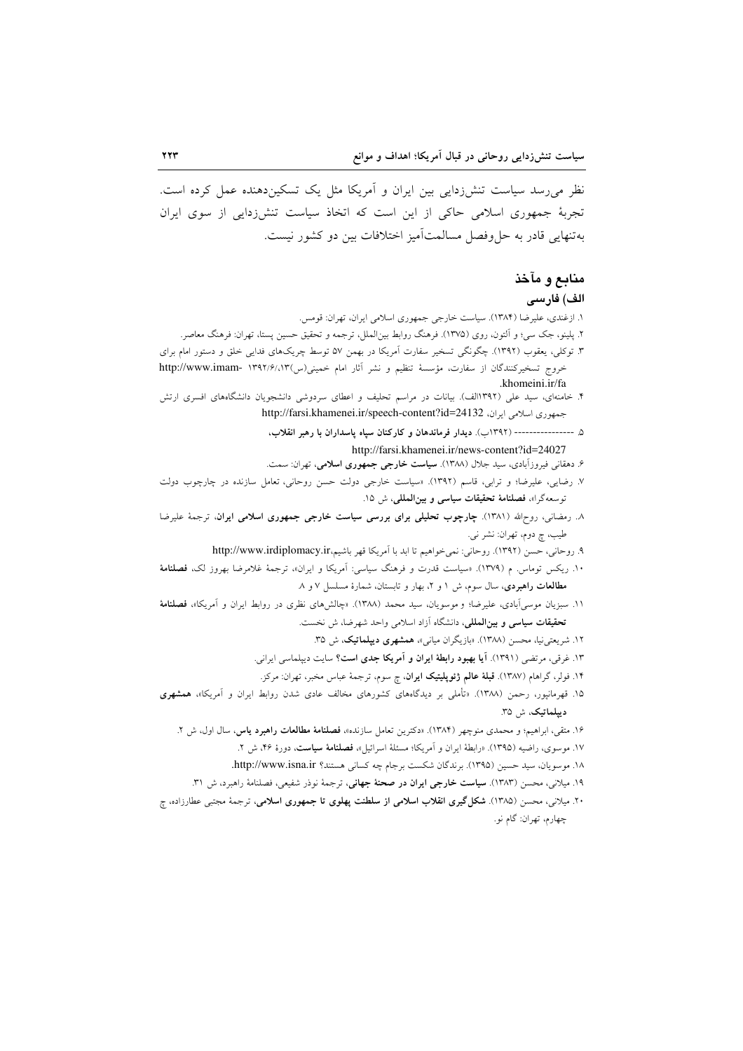نظر می‌رسد سیاست تنش‌زدایی بین ایران و آمریکا مثل یک تسکین‌دهنده عمل کرده است. تجربهٔ جمهوری اسلامی حاکی از این است که اتخاذ سیاست تنش‌زدایی از سوی ایران به‌تنهایی قادر به حل‌وفصل مسالمت‌آمیز اختلافات بین دو کشور نیست.

## منابع و مآخذ

### الف) فارسی

۱. ازغندی، علیرضا (۱۳۸۴). سیاست خارجی جمهوری اسلامی ایران، تهران: قومس.

۲. پلینو، جک سی؛ و آلتون، روی (۱۳۷۵). فرهنگ روابط بین‌الملل، ترجمه و تحقیق حسین پستا، تهران: فرهنگ معاصر.

۳. توکلی، یعقوب (۱۳۹۲). چگونگی تسخیر سفارت آمریکا در بهمن ۵۷ توسط چریک‌های فدایی خلق و دستور امام برای خروج تسخیرکنندگان از سفارت، مؤسسهٔ تنظیم و نشر آثار امام خمینی(س)،۱۳۹۲/۶/۱۳ http://www.imam-khomeini.ir/fa.

۴. خامنه‌ای، سید علی (۱۳۹۲الف). بیانات در مراسم تحلیف و اعطای سردوشی دانشجویان دانشگاه‌های افسری ارتش جمهوری اسلامی ایران، http://farsi.khamenei.ir/speech-content?id=24132

۵. ---------------- (۱۳۹۲ب). **دیدار فرماندهان و کارکنان سپاه پاسداران با رهبر انقلاب**، http://farsi.khamenei.ir/news-content?id=24027

۶. دهقانی فیروزآبادی، سید جلال (۱۳۸۸). **سیاست خارجی جمهوری اسلامی**، تهران: سمت.

۷. رضایی، علیرضا؛ و ترابی، قاسم (۱۳۹۲). «سیاست خارجی دولت حسن روحانی، تعامل سازنده در چارچوب دولت توسعه‌گرا»، **فصلنامهٔ تحقیقات سیاسی و بین‌المللی**، ش ۱۵.

۸. رمضانی، روح‌الله (۱۳۸۱). **چارچوب تحلیلی برای بررسی سیاست خارجی جمهوری اسلامی ایران**، ترجمهٔ علیرضا طیب، چ دوم، تهران: نشر نی.

۹. روحانی، حسن (۱۳۹۲). روحانی: نمی‌خواهیم تا ابد با آمریکا قهر باشیم،http://www.irdiplomacy.ir.

۱۰. ریکس توماس. م (۱۳۷۹). «سیاست قدرت و فرهنگ سیاسی: آمریکا و ایران»، ترجمهٔ غلامرضا بهروز لک، **فصلنامهٔ مطالعات راهبردی**، سال سوم، ش ۱ و ۲، بهار و تابستان، شمارهٔ مسلسل ۷ و ۸.

۱۱. سبزیان موسی‌آبادی، علیرضا؛ و موسویان، سید محمد (۱۳۸۸). «چالش‌های نظری در روابط ایران و آمریکا»، **فصلنامهٔ تحقیقات سیاسی و بین‌المللی**، دانشگاه آزاد اسلامی واحد شهرضا، ش نخست.

۱۲. شریعتی‌نیا، محسن (۱۳۸۸). «بازیگران میانی»، **همشهری دیپلماتیک**، ش ۳۵.

۱۳. غرقی، مرتضی (۱۳۹۱). **آیا بهبود رابطهٔ ایران و آمریکا جدی است؟** سایت دیپلماسی ایرانی.

۱۴. فولر، گراهام (۱۳۸۷). **قبلهٔ عالم ژئوپلیتیک ایران**، چ سوم، ترجمهٔ عباس مخبر، تهران: مرکز.

۱۵. قهرمانپور، رحمن (۱۳۸۸). «تأملی بر دیدگاه‌های کشورهای مخالف عادی شدن روابط ایران و آمریکا»، **همشهری دیپلماتیک**، ش ۳۵.

۱۶. متقی، ابراهیم؛ و محمدی منوچهر (۱۳۸۴). «دکترین تعامل سازنده»، **فصلنامهٔ مطالعات راهبرد یاس**، سال اول، ش ۲.

۱۷. موسوی، راضیه (۱۳۹۵). «رابطهٔ ایران و آمریکا؛ مسئلهٔ اسرائیل»، **فصلنامهٔ سیاست**، دورهٔ ۴۶، ش ۲.

۱۸. موسویان، سید حسین (۱۳۹۵). برندگان شکست برجام چه کسانی هستند؟ http://www.isna.ir.

۱۹. میلانی، محسن (۱۳۸۳). **سیاست خارجی ایران در صحنهٔ جهانی**، ترجمهٔ نوذر شفیعی، فصلنامهٔ راهبرد، ش ۳۱.

۲۰. میلانی، محسن (۱۳۸۵). **شکل‌گیری انقلاب اسلامی از سلطنت پهلوی تا جمهوری اسلامی**، ترجمهٔ مجتبی عطارزاده، چ چهارم، تهران: گام نو.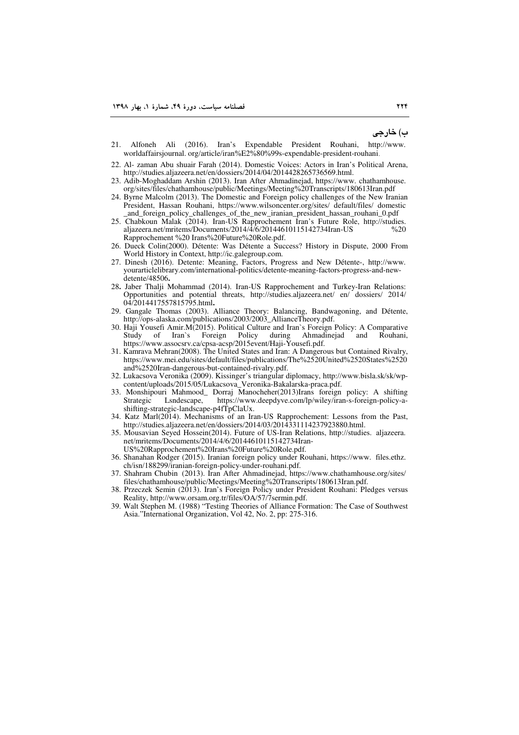## ب) خارجی

21. Alfoneh Ali (2016). Iran's Expendable President Rouhani, http://www.worldaffairsjournal.org/article/iran%E2%80%99s-expendable-president-rouhani.
22. Al- zaman Abu shuair Farah (2014). Domestic Voices: Actors in Iran's Political Arena, http://studies.aljazeera.net/en/dossiers/2014/04/2014428265736569.html.
23. Adib-Moghaddam Arshin (2013). Iran After Ahmadinejad, https://www.chathamhouse.org/sites/files/chathamhouse/public/Meetings/Meeting%20Transcripts/180613Iran.pdf
24. Byrne Malcolm (2013). The Domestic and Foreign policy challenges of the New Iranian President, Hassan Rouhani, https://www.wilsoncenter.org/sites/ default/files/ domestic _and_foreign_policy_challenges_of_the_new_iranian_president_hassan_rouhani_0.pdf
25. Chabkoun Malak (2014). Iran-US Rapprochement Iran's Future Role, http://studies.aljazeera.net/mritems/Documents/2014/4/6/20144610115142734Iran-US %20 Rapprochement %20 Irans%20Future%20Role.pdf.
26. Dueck Colin(2000). Détente: Was Détente a Success? History in Dispute, 2000 From World History in Context, http://ic.galegroup.com.
27. Dinesh (2016). Detente: Meaning, Factors, Progress and New Détente-, http://www.yourarticlelibrary.com/international-politics/detente-meaning-factors-progress-and-new-detente/48506**.**
28**.** Jaber Thalji Mohammad (2014). Iran-US Rapprochement and Turkey-Iran Relations: Opportunities and potential threats, http://studies.aljazeera.net/ en/ dossiers/ 2014/ 04/2014417557815795.html**.**
29. Gangale Thomas (2003). Alliance Theory: Balancing, Bandwagoning, and Détente, http://ops-alaska.com/publications/2003/2003_AllianceTheory.pdf.
30. Haji Yousefi Amir.M(2015). Political Culture and Iran`s Foreign Policy: A Comparative Study of Iran`s Foreign Policy during Ahmadinejad and Rouhani, https://www.assocsrv.ca/cpsa-acsp/2015event/Haji-Yousefi.pdf.
31. Kamrava Mehran(2008). The United States and Iran: A Dangerous but Contained Rivalry, https://www.mei.edu/sites/default/files/publications/The%2520United%2520States%2520and%2520Iran-dangerous-but-contained-rivalry.pdf.
32. Lukacsova Veronika (2009). Kissinger's triangular diplomacy, http://www.bisla.sk/sk/wp-content/uploads/2015/05/Lukacsova_Veronika-Bakalarska-praca.pdf.
33. Monshipouri Mahmood_ Dorraj Manocheher(2013)Irans foreign policy: A shifting Strategic Lsndescape, https://www.deepdyve.com/lp/wiley/iran-s-foreign-policy-a-shifting-strategic-landscape-p4fTpClaUx.
34. Katz Marl(2014). Mechanisms of an Iran-US Rapprochement: Lessons from the Past, http://studies.aljazeera.net/en/dossiers/2014/03/2014331114237923880.html.
35. Mousavian Seyed Hossein(2014). Future of US-Iran Relations, http://studies. aljazeera.net/mritems/Documents/2014/4/6/20144610115142734Iran-US%20Rapprochement%20Irans%20Future%20Role.pdf.
36. Shanahan Rodger (2015). Iranian foreign policy under Rouhani, https://www. files.ethz.ch/isn/188299/iranian-foreign-policy-under-rouhani.pdf.
37. Shahram Chubin (2013). Iran After Ahmadinejad, https://www.chathamhouse.org/sites/files/chathamhouse/public/Meetings/Meeting%20Transcripts/180613Iran.pdf.
38. Przeczek Semin (2013). Iran's Foreign Policy under President Rouhani: Pledges versus Reality, http://www.orsam.org.tr/files/OA/57/7sermin.pdf.
39. Walt Stephen M. (1988) "Testing Theories of Alliance Formation: The Case of Southwest Asia."International Organization, Vol 42, No. 2, pp: 275-316.